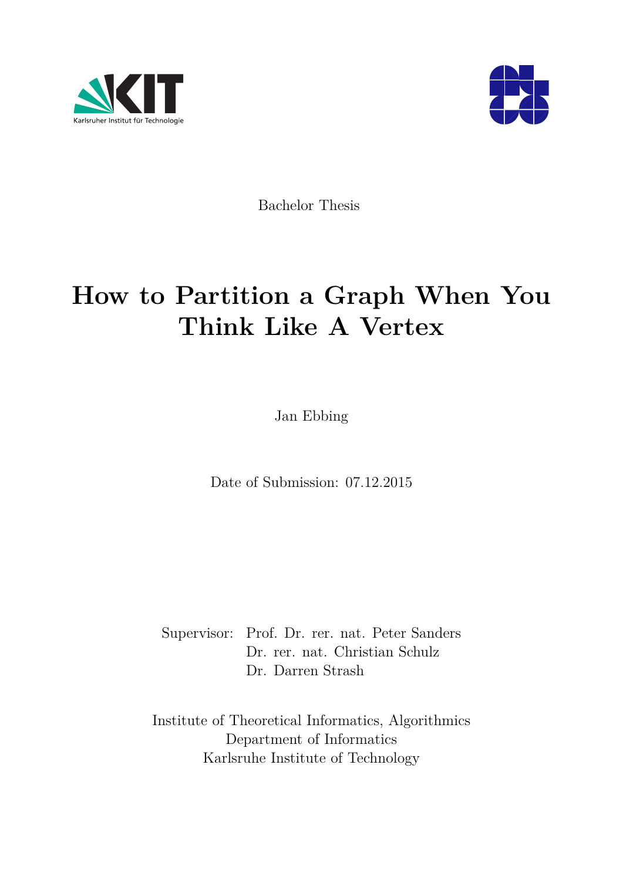Bachelor Thesis

# How to Partition a Graph When You Think Like A Vertex

Jan Ebbing

Date of Submission: 07.12.2015

Supervisor: Prof. Dr. rer. nat. Peter Sanders
Dr. rer. nat. Christian Schulz
Dr. Darren Strash

Institute of Theoretical Informatics, Algorithmics
Department of Informatics
Karlsruhe Institute of Technology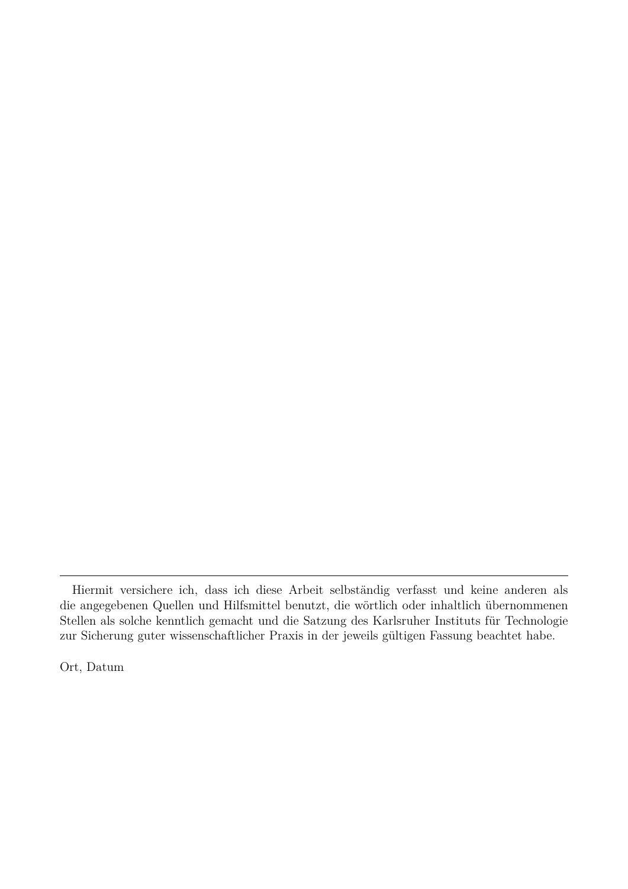---

Hiermit versichere ich, dass ich diese Arbeit selbständig verfasst und keine anderen als die angegebenen Quellen und Hilfsmittel benutzt, die wörtlich oder inhaltlich übernommenen Stellen als solche kenntlich gemacht und die Satzung des Karlsruher Instituts für Technologie zur Sicherung guter wissenschaftlicher Praxis in der jeweils gültigen Fassung beachtet habe.

Ort, Datum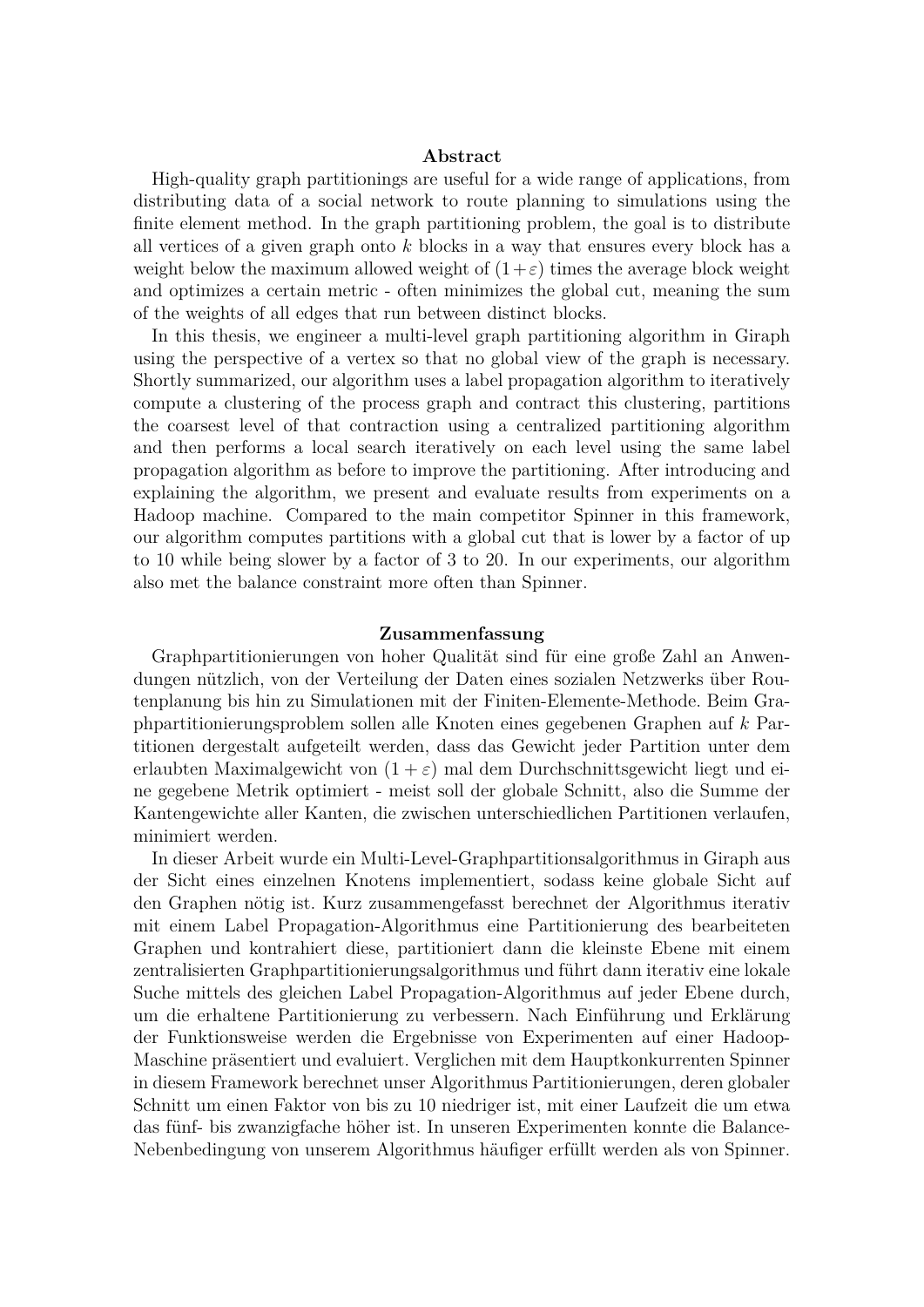**Abstract**

High-quality graph partitionings are useful for a wide range of applications, from distributing data of a social network to route planning to simulations using the finite element method. In the graph partitioning problem, the goal is to distribute all vertices of a given graph onto $k$ blocks in a way that ensures every block has a weight below the maximum allowed weight of $(1+\varepsilon)$ times the average block weight and optimizes a certain metric - often minimizes the global cut, meaning the sum of the weights of all edges that run between distinct blocks.

In this thesis, we engineer a multi-level graph partitioning algorithm in Giraph using the perspective of a vertex so that no global view of the graph is necessary. Shortly summarized, our algorithm uses a label propagation algorithm to iteratively compute a clustering of the process graph and contract this clustering, partitions the coarsest level of that contraction using a centralized partitioning algorithm and then performs a local search iteratively on each level using the same label propagation algorithm as before to improve the partitioning. After introducing and explaining the algorithm, we present and evaluate results from experiments on a Hadoop machine. Compared to the main competitor Spinner in this framework, our algorithm computes partitions with a global cut that is lower by a factor of up to 10 while being slower by a factor of 3 to 20. In our experiments, our algorithm also met the balance constraint more often than Spinner.

**Zusammenfassung**

Graphpartitionierungen von hoher Qualität sind für eine große Zahl an Anwendungen nützlich, von der Verteilung der Daten eines sozialen Netzwerks über Routenplanung bis hin zu Simulationen mit der Finiten-Elemente-Methode. Beim Graphpartitionierungsproblem sollen alle Knoten eines gegebenen Graphen auf $k$ Partitionen dergestalt aufgeteilt werden, dass das Gewicht jeder Partition unter dem erlaubten Maximalgewicht von $(1+\varepsilon)$ mal dem Durchschnittsgewicht liegt und eine gegebene Metrik optimiert - meist soll der globale Schnitt, also die Summe der Kantengewichte aller Kanten, die zwischen unterschiedlichen Partitionen verlaufen, minimiert werden.

In dieser Arbeit wurde ein Multi-Level-Graphpartitionsalgorithmus in Giraph aus der Sicht eines einzelnen Knotens implementiert, sodass keine globale Sicht auf den Graphen nötig ist. Kurz zusammengefasst berechnet der Algorithmus iterativ mit einem Label Propagation-Algorithmus eine Partitionierung des bearbeiteten Graphen und kontrahiert diese, partitioniert dann die kleinste Ebene mit einem zentralisierten Graphpartitionierungsalgorithmus und führt dann iterativ eine lokale Suche mittels des gleichen Label Propagation-Algorithmus auf jeder Ebene durch, um die erhaltene Partitionierung zu verbessern. Nach Einführung und Erklärung der Funktionsweise werden die Ergebnisse von Experimenten auf einer Hadoop-Maschine präsentiert und evaluiert. Verglichen mit dem Hauptkonkurrenten Spinner in diesem Framework berechnet unser Algorithmus Partitionierungen, deren globaler Schnitt um einen Faktor von bis zu 10 niedriger ist, mit einer Laufzeit die um etwa das fünf- bis zwanzigfache höher ist. In unseren Experimenten konnte die Balance-Nebenbedingung von unserem Algorithmus häufiger erfüllt werden als von Spinner.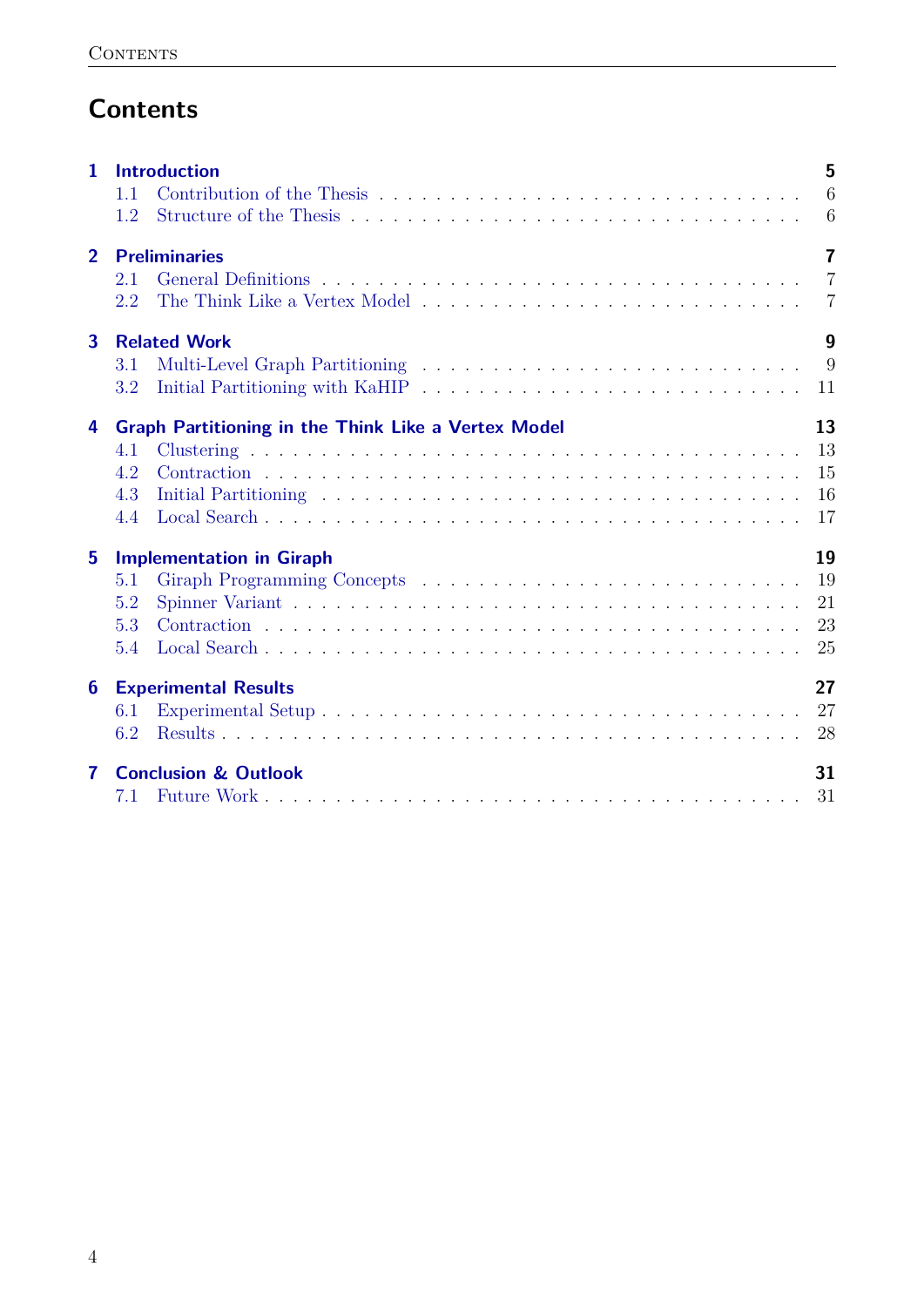# Contents

**1 Introduction** — 5
- 1.1 Contribution of the Thesis — 6
- 1.2 Structure of the Thesis — 6

**2 Preliminaries** — 7
- 2.1 General Definitions — 7
- 2.2 The Think Like a Vertex Model — 7

**3 Related Work** — 9
- 3.1 Multi-Level Graph Partitioning — 9
- 3.2 Initial Partitioning with KaHIP — 11

**4 Graph Partitioning in the Think Like a Vertex Model** — 13
- 4.1 Clustering — 13
- 4.2 Contraction — 15
- 4.3 Initial Partitioning — 16
- 4.4 Local Search — 17

**5 Implementation in Giraph** — 19
- 5.1 Giraph Programming Concepts — 19
- 5.2 Spinner Variant — 21
- 5.3 Contraction — 23
- 5.4 Local Search — 25

**6 Experimental Results** — 27
- 6.1 Experimental Setup — 27
- 6.2 Results — 28

**7 Conclusion & Outlook** — 31
- 7.1 Future Work — 31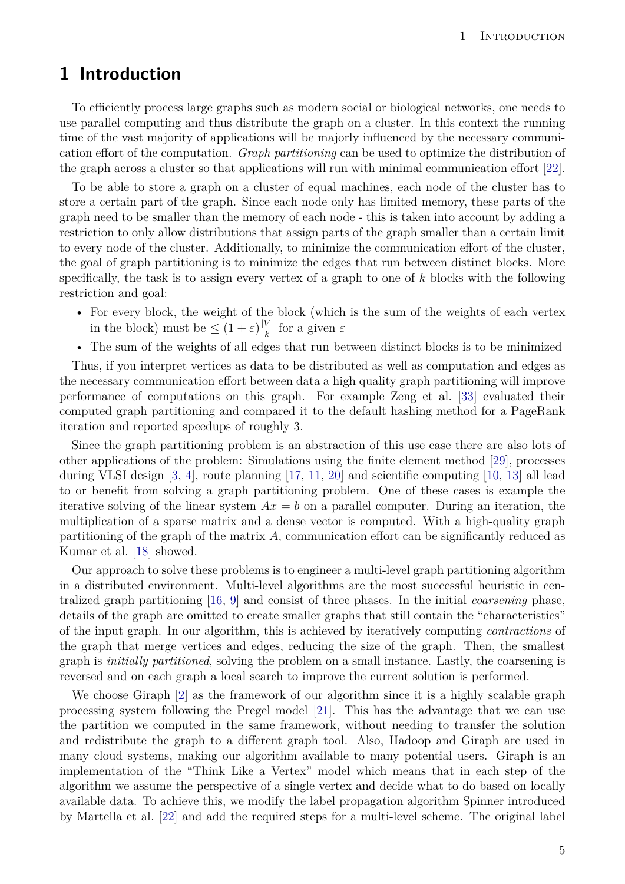# 1 Introduction

To efficiently process large graphs such as modern social or biological networks, one needs to use parallel computing and thus distribute the graph on a cluster. In this context the running time of the vast majority of applications will be majorly influenced by the necessary communication effort of the computation. *Graph partitioning* can be used to optimize the distribution of the graph across a cluster so that applications will run with minimal communication effort [22].

To be able to store a graph on a cluster of equal machines, each node of the cluster has to store a certain part of the graph. Since each node only has limited memory, these parts of the graph need to be smaller than the memory of each node - this is taken into account by adding a restriction to only allow distributions that assign parts of the graph smaller than a certain limit to every node of the cluster. Additionally, to minimize the communication effort of the cluster, the goal of graph partitioning is to minimize the edges that run between distinct blocks. More specifically, the task is to assign every vertex of a graph to one of $k$ blocks with the following restriction and goal:

- For every block, the weight of the block (which is the sum of the weights of each vertex in the block) must be $\leq (1+\varepsilon)\frac{|V|}{k}$ for a given $\varepsilon$
- The sum of the weights of all edges that run between distinct blocks is to be minimized

Thus, if you interpret vertices as data to be distributed as well as computation and edges as the necessary communication effort between data a high quality graph partitioning will improve performance of computations on this graph. For example Zeng et al. [33] evaluated their computed graph partitioning and compared it to the default hashing method for a PageRank iteration and reported speedups of roughly 3.

Since the graph partitioning problem is an abstraction of this use case there are also lots of other applications of the problem: Simulations using the finite element method [29], processes during VLSI design [3, 4], route planning [17, 11, 20] and scientific computing [10, 13] all lead to or benefit from solving a graph partitioning problem. One of these cases is example the iterative solving of the linear system $Ax = b$ on a parallel computer. During an iteration, the multiplication of a sparse matrix and a dense vector is computed. With a high-quality graph partitioning of the graph of the matrix $A$, communication effort can be significantly reduced as Kumar et al. [18] showed.

Our approach to solve these problems is to engineer a multi-level graph partitioning algorithm in a distributed environment. Multi-level algorithms are the most successful heuristic in centralized graph partitioning [16, 9] and consist of three phases. In the initial *coarsening* phase, details of the graph are omitted to create smaller graphs that still contain the "characteristics" of the input graph. In our algorithm, this is achieved by iteratively computing *contractions* of the graph that merge vertices and edges, reducing the size of the graph. Then, the smallest graph is *initially partitioned*, solving the problem on a small instance. Lastly, the coarsening is reversed and on each graph a local search to improve the current solution is performed.

We choose Giraph [2] as the framework of our algorithm since it is a highly scalable graph processing system following the Pregel model [21]. This has the advantage that we can use the partition we computed in the same framework, without needing to transfer the solution and redistribute the graph to a different graph tool. Also, Hadoop and Giraph are used in many cloud systems, making our algorithm available to many potential users. Giraph is an implementation of the "Think Like a Vertex" model which means that in each step of the algorithm we assume the perspective of a single vertex and decide what to do based on locally available data. To achieve this, we modify the label propagation algorithm Spinner introduced by Martella et al. [22] and add the required steps for a multi-level scheme. The original label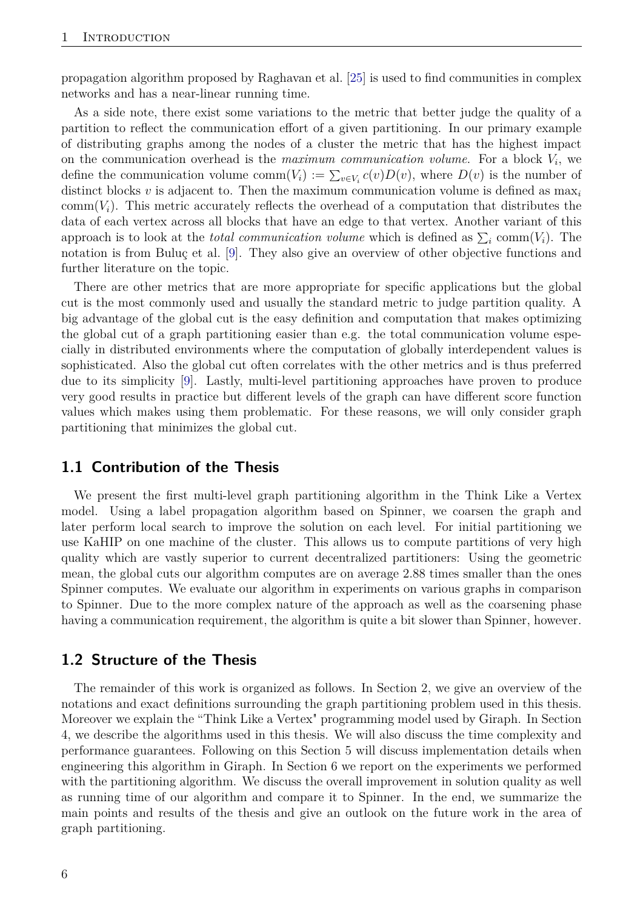propagation algorithm proposed by Raghavan et al. [25] is used to find communities in complex networks and has a near-linear running time.

As a side note, there exist some variations to the metric that better judge the quality of a partition to reflect the communication effort of a given partitioning. In our primary example of distributing graphs among the nodes of a cluster the metric that has the highest impact on the communication overhead is the *maximum communication volume*. For a block $V_i$, we define the communication volume $\text{comm}(V_i) := \sum_{v \in V_i} c(v)D(v)$, where $D(v)$ is the number of distinct blocks $v$ is adjacent to. Then the maximum communication volume is defined as $\max_i \text{comm}(V_i)$. This metric accurately reflects the overhead of a computation that distributes the data of each vertex across all blocks that have an edge to that vertex. Another variant of this approach is to look at the *total communication volume* which is defined as $\sum_i \text{comm}(V_i)$. The notation is from Buluç et al. [9]. They also give an overview of other objective functions and further literature on the topic.

There are other metrics that are more appropriate for specific applications but the global cut is the most commonly used and usually the standard metric to judge partition quality. A big advantage of the global cut is the easy definition and computation that makes optimizing the global cut of a graph partitioning easier than e.g. the total communication volume especially in distributed environments where the computation of globally interdependent values is sophisticated. Also the global cut often correlates with the other metrics and is thus preferred due to its simplicity [9]. Lastly, multi-level partitioning approaches have proven to produce very good results in practice but different levels of the graph can have different score function values which makes using them problematic. For these reasons, we will only consider graph partitioning that minimizes the global cut.

## 1.1 Contribution of the Thesis

We present the first multi-level graph partitioning algorithm in the Think Like a Vertex model. Using a label propagation algorithm based on Spinner, we coarsen the graph and later perform local search to improve the solution on each level. For initial partitioning we use KaHIP on one machine of the cluster. This allows us to compute partitions of very high quality which are vastly superior to current decentralized partitioners: Using the geometric mean, the global cuts our algorithm computes are on average 2.88 times smaller than the ones Spinner computes. We evaluate our algorithm in experiments on various graphs in comparison to Spinner. Due to the more complex nature of the approach as well as the coarsening phase having a communication requirement, the algorithm is quite a bit slower than Spinner, however.

## 1.2 Structure of the Thesis

The remainder of this work is organized as follows. In Section 2, we give an overview of the notations and exact definitions surrounding the graph partitioning problem used in this thesis. Moreover we explain the "Think Like a Vertex" programming model used by Giraph. In Section 4, we describe the algorithms used in this thesis. We will also discuss the time complexity and performance guarantees. Following on this Section 5 will discuss implementation details when engineering this algorithm in Giraph. In Section 6 we report on the experiments we performed with the partitioning algorithm. We discuss the overall improvement in solution quality as well as running time of our algorithm and compare it to Spinner. In the end, we summarize the main points and results of the thesis and give an outlook on the future work in the area of graph partitioning.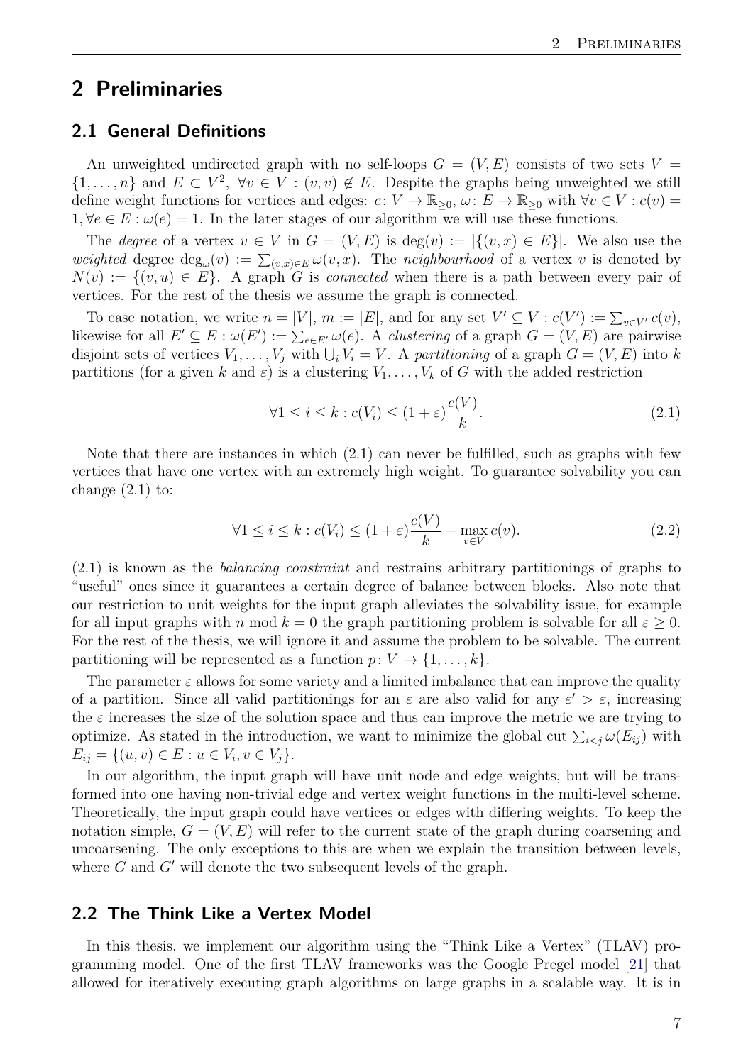## 2 Preliminaries

### 2.1 General Definitions

An unweighted undirected graph with no self-loops $G = (V, E)$ consists of two sets $V = \{1, \ldots, n\}$ and $E \subset V^2$, $\forall v \in V : (v, v) \notin E$. Despite the graphs being unweighted we still define weight functions for vertices and edges: $c\colon V \to \mathbb{R}_{\geq 0}$, $\omega\colon E \to \mathbb{R}_{\geq 0}$ with $\forall v \in V : c(v) = 1, \forall e \in E : \omega(e) = 1$. In the later stages of our algorithm we will use these functions.

The *degree* of a vertex $v \in V$ in $G = (V, E)$ is $\deg(v) := |\{(v, x) \in E\}|$. We also use the *weighted* degree $\deg_\omega(v) := \sum_{(v,x) \in E} \omega(v, x)$. The *neighbourhood* of a vertex $v$ is denoted by $N(v) := \{(v, u) \in E\}$. A graph $G$ is *connected* when there is a path between every pair of vertices. For the rest of the thesis we assume the graph is connected.

To ease notation, we write $n = |V|$, $m := |E|$, and for any set $V' \subseteq V : c(V') := \sum_{v \in V'} c(v)$, likewise for all $E' \subseteq E : \omega(E') := \sum_{e \in E'} \omega(e)$. A *clustering* of a graph $G = (V, E)$ are pairwise disjoint sets of vertices $V_1, \ldots, V_j$ with $\bigcup_i V_i = V$. A *partitioning* of a graph $G = (V, E)$ into $k$ partitions (for a given $k$ and $\varepsilon$) is a clustering $V_1, \ldots, V_k$ of $G$ with the added restriction

$$\forall 1 \leq i \leq k : c(V_i) \leq (1 + \varepsilon)\frac{c(V)}{k}. \tag{2.1}$$

Note that there are instances in which (2.1) can never be fulfilled, such as graphs with few vertices that have one vertex with an extremely high weight. To guarantee solvability you can change (2.1) to:

$$\forall 1 \leq i \leq k : c(V_i) \leq (1 + \varepsilon)\frac{c(V)}{k} + \max_{v \in V} c(v). \tag{2.2}$$

(2.1) is known as the *balancing constraint* and restrains arbitrary partitionings of graphs to "useful" ones since it guarantees a certain degree of balance between blocks. Also note that our restriction to unit weights for the input graph alleviates the solvability issue, for example for all input graphs with $n \bmod k = 0$ the graph partitioning problem is solvable for all $\varepsilon \geq 0$. For the rest of the thesis, we will ignore it and assume the problem to be solvable. The current partitioning will be represented as a function $p\colon V \to \{1, \ldots, k\}$.

The parameter $\varepsilon$ allows for some variety and a limited imbalance that can improve the quality of a partition. Since all valid partitionings for an $\varepsilon$ are also valid for any $\varepsilon' > \varepsilon$, increasing the $\varepsilon$ increases the size of the solution space and thus can improve the metric we are trying to optimize. As stated in the introduction, we want to minimize the global cut $\sum_{i<j} \omega(E_{ij})$ with $E_{ij} = \{(u, v) \in E : u \in V_i, v \in V_j\}$.

In our algorithm, the input graph will have unit node and edge weights, but will be transformed into one having non-trivial edge and vertex weight functions in the multi-level scheme. Theoretically, the input graph could have vertices or edges with differing weights. To keep the notation simple, $G = (V, E)$ will refer to the current state of the graph during coarsening and uncoarsening. The only exceptions to this are when we explain the transition between levels, where $G$ and $G'$ will denote the two subsequent levels of the graph.

### 2.2 The Think Like a Vertex Model

In this thesis, we implement our algorithm using the "Think Like a Vertex" (TLAV) programming model. One of the first TLAV frameworks was the Google Pregel model [21] that allowed for iteratively executing graph algorithms on large graphs in a scalable way. It is in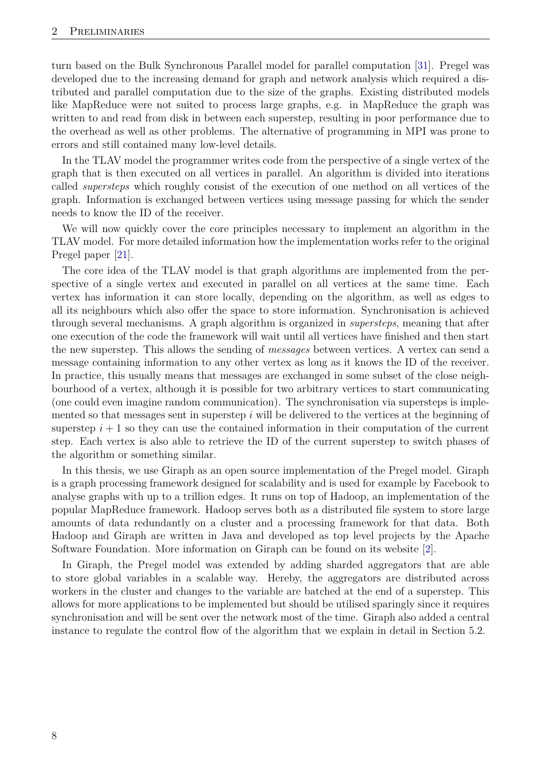turn based on the Bulk Synchronous Parallel model for parallel computation [31]. Pregel was developed due to the increasing demand for graph and network analysis which required a distributed and parallel computation due to the size of the graphs. Existing distributed models like MapReduce were not suited to process large graphs, e.g. in MapReduce the graph was written to and read from disk in between each superstep, resulting in poor performance due to the overhead as well as other problems. The alternative of programming in MPI was prone to errors and still contained many low-level details.

In the TLAV model the programmer writes code from the perspective of a single vertex of the graph that is then executed on all vertices in parallel. An algorithm is divided into iterations called *supersteps* which roughly consist of the execution of one method on all vertices of the graph. Information is exchanged between vertices using message passing for which the sender needs to know the ID of the receiver.

We will now quickly cover the core principles necessary to implement an algorithm in the TLAV model. For more detailed information how the implementation works refer to the original Pregel paper [21].

The core idea of the TLAV model is that graph algorithms are implemented from the perspective of a single vertex and executed in parallel on all vertices at the same time. Each vertex has information it can store locally, depending on the algorithm, as well as edges to all its neighbours which also offer the space to store information. Synchronisation is achieved through several mechanisms. A graph algorithm is organized in *supersteps*, meaning that after one execution of the code the framework will wait until all vertices have finished and then start the new superstep. This allows the sending of *messages* between vertices. A vertex can send a message containing information to any other vertex as long as it knows the ID of the receiver. In practice, this usually means that messages are exchanged in some subset of the close neighbourhood of a vertex, although it is possible for two arbitrary vertices to start communicating (one could even imagine random communication). The synchronisation via supersteps is implemented so that messages sent in superstep $i$ will be delivered to the vertices at the beginning of superstep $i + 1$ so they can use the contained information in their computation of the current step. Each vertex is also able to retrieve the ID of the current superstep to switch phases of the algorithm or something similar.

In this thesis, we use Giraph as an open source implementation of the Pregel model. Giraph is a graph processing framework designed for scalability and is used for example by Facebook to analyse graphs with up to a trillion edges. It runs on top of Hadoop, an implementation of the popular MapReduce framework. Hadoop serves both as a distributed file system to store large amounts of data redundantly on a cluster and a processing framework for that data. Both Hadoop and Giraph are written in Java and developed as top level projects by the Apache Software Foundation. More information on Giraph can be found on its website [2].

In Giraph, the Pregel model was extended by adding sharded aggregators that are able to store global variables in a scalable way. Hereby, the aggregators are distributed across workers in the cluster and changes to the variable are batched at the end of a superstep. This allows for more applications to be implemented but should be utilised sparingly since it requires synchronisation and will be sent over the network most of the time. Giraph also added a central instance to regulate the control flow of the algorithm that we explain in detail in Section 5.2.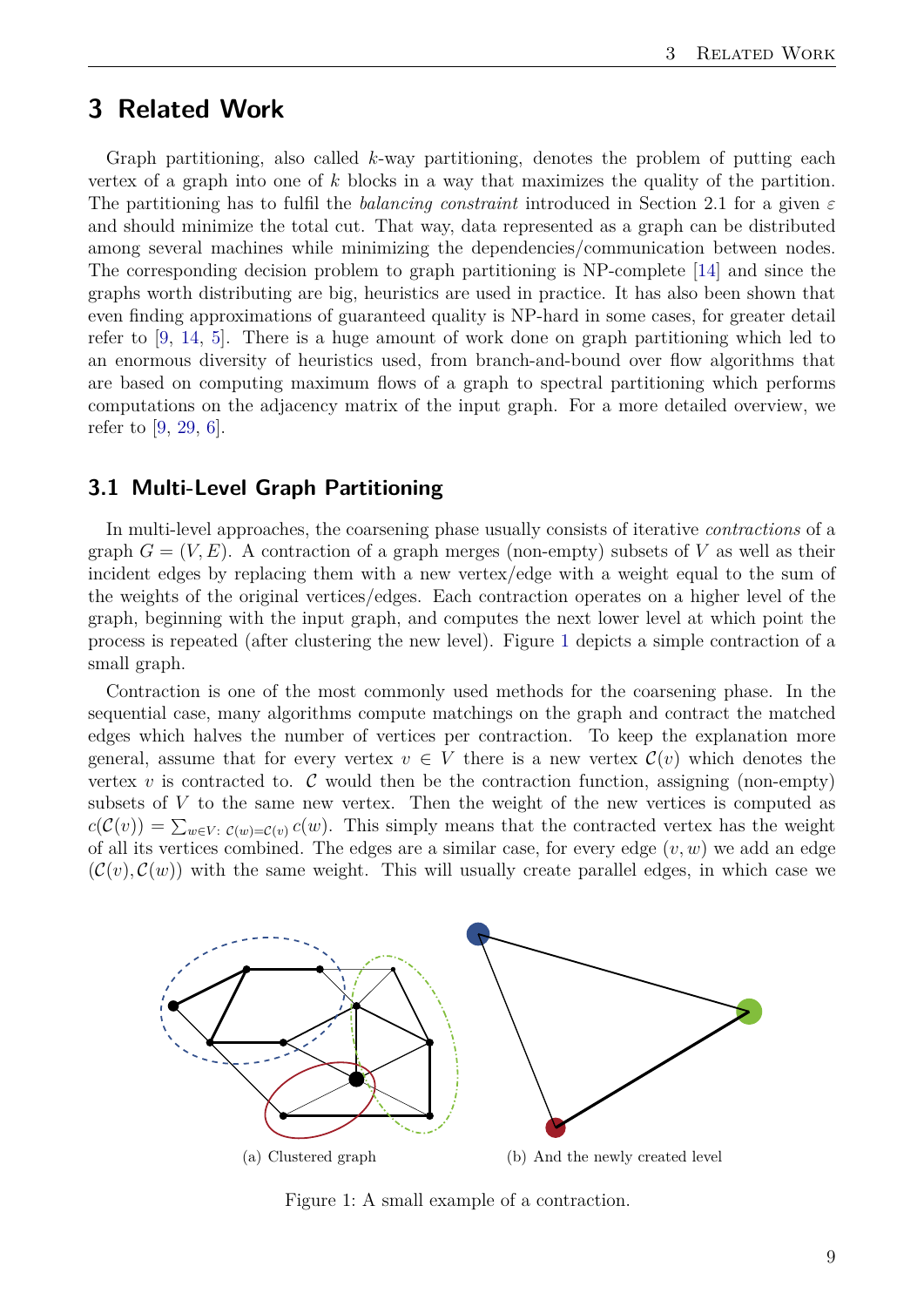# 3 Related Work

Graph partitioning, also called $k$-way partitioning, denotes the problem of putting each vertex of a graph into one of $k$ blocks in a way that maximizes the quality of the partition. The partitioning has to fulfil the *balancing constraint* introduced in Section 2.1 for a given $\varepsilon$ and should minimize the total cut. That way, data represented as a graph can be distributed among several machines while minimizing the dependencies/communication between nodes. The corresponding decision problem to graph partitioning is NP-complete [14] and since the graphs worth distributing are big, heuristics are used in practice. It has also been shown that even finding approximations of guaranteed quality is NP-hard in some cases, for greater detail refer to [9, 14, 5]. There is a huge amount of work done on graph partitioning which led to an enormous diversity of heuristics used, from branch-and-bound over flow algorithms that are based on computing maximum flows of a graph to spectral partitioning which performs computations on the adjacency matrix of the input graph. For a more detailed overview, we refer to [9, 29, 6].

## 3.1 Multi-Level Graph Partitioning

In multi-level approaches, the coarsening phase usually consists of iterative *contractions* of a graph $G = (V, E)$. A contraction of a graph merges (non-empty) subsets of $V$ as well as their incident edges by replacing them with a new vertex/edge with a weight equal to the sum of the weights of the original vertices/edges. Each contraction operates on a higher level of the graph, beginning with the input graph, and computes the next lower level at which point the process is repeated (after clustering the new level). Figure 1 depicts a simple contraction of a small graph.

Contraction is one of the most commonly used methods for the coarsening phase. In the sequential case, many algorithms compute matchings on the graph and contract the matched edges which halves the number of vertices per contraction. To keep the explanation more general, assume that for every vertex $v \in V$ there is a new vertex $\mathcal{C}(v)$ which denotes the vertex $v$ is contracted to. $\mathcal{C}$ would then be the contraction function, assigning (non-empty) subsets of $V$ to the same new vertex. Then the weight of the new vertices is computed as $c(\mathcal{C}(v)) = \sum_{w \in V:\ \mathcal{C}(w)=\mathcal{C}(v)} c(w)$. This simply means that the contracted vertex has the weight of all its vertices combined. The edges are a similar case, for every edge $(v, w)$ we add an edge $(\mathcal{C}(v), \mathcal{C}(w))$ with the same weight. This will usually create parallel edges, in which case we

(a) Clustered graph

(b) And the newly created level

Figure 1: A small example of a contraction.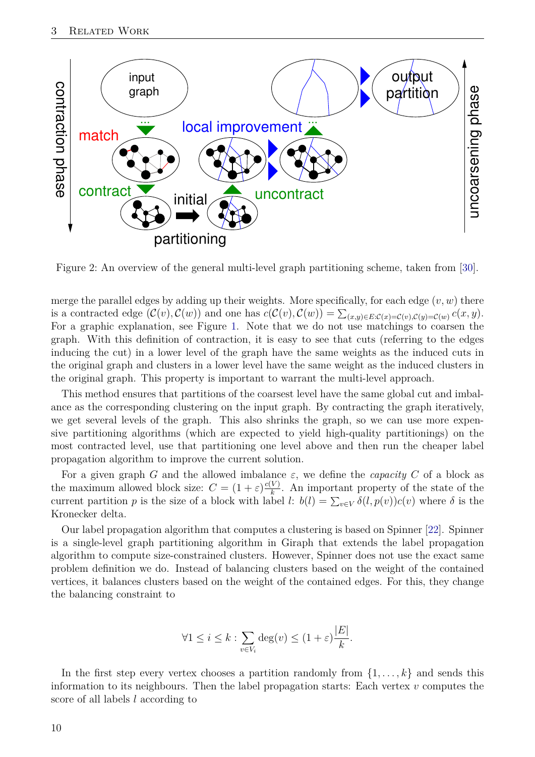Figure 2: An overview of the general multi-level graph partitioning scheme, taken from [30].

merge the parallel edges by adding up their weights. More specifically, for each edge $(v, w)$ there is a contracted edge $(\mathcal{C}(v), \mathcal{C}(w))$ and one has $c(\mathcal{C}(v), \mathcal{C}(w)) = \sum_{(x,y)\in E: \mathcal{C}(x)=\mathcal{C}(v), \mathcal{C}(y)=\mathcal{C}(w)} c(x, y)$. For a graphic explanation, see Figure 1. Note that we do not use matchings to coarsen the graph. With this definition of contraction, it is easy to see that cuts (referring to the edges inducing the cut) in a lower level of the graph have the same weights as the induced cuts in the original graph and clusters in a lower level have the same weight as the induced clusters in the original graph. This property is important to warrant the multi-level approach.

This method ensures that partitions of the coarsest level have the same global cut and imbalance as the corresponding clustering on the input graph. By contracting the graph iteratively, we get several levels of the graph. This also shrinks the graph, so we can use more expensive partitioning algorithms (which are expected to yield high-quality partitionings) on the most contracted level, use that partitioning one level above and then run the cheaper label propagation algorithm to improve the current solution.

For a given graph $G$ and the allowed imbalance $\varepsilon$, we define the *capacity* $C$ of a block as the maximum allowed block size: $C = (1 + \varepsilon)\frac{c(V)}{k}$. An important property of the state of the current partition $p$ is the size of a block with label $l$: $b(l) = \sum_{v\in V} \delta(l, p(v))c(v)$ where $\delta$ is the Kronecker delta.

Our label propagation algorithm that computes a clustering is based on Spinner [22]. Spinner is a single-level graph partitioning algorithm in Giraph that extends the label propagation algorithm to compute size-constrained clusters. However, Spinner does not use the exact same problem definition we do. Instead of balancing clusters based on the weight of the contained vertices, it balances clusters based on the weight of the contained edges. For this, they change the balancing constraint to

$$\forall 1 \leq i \leq k : \sum_{v\in V_i} \deg(v) \leq (1 + \varepsilon)\frac{|E|}{k}.$$

In the first step every vertex chooses a partition randomly from $\{1, \ldots, k\}$ and sends this information to its neighbours. Then the label propagation starts: Each vertex $v$ computes the score of all labels $l$ according to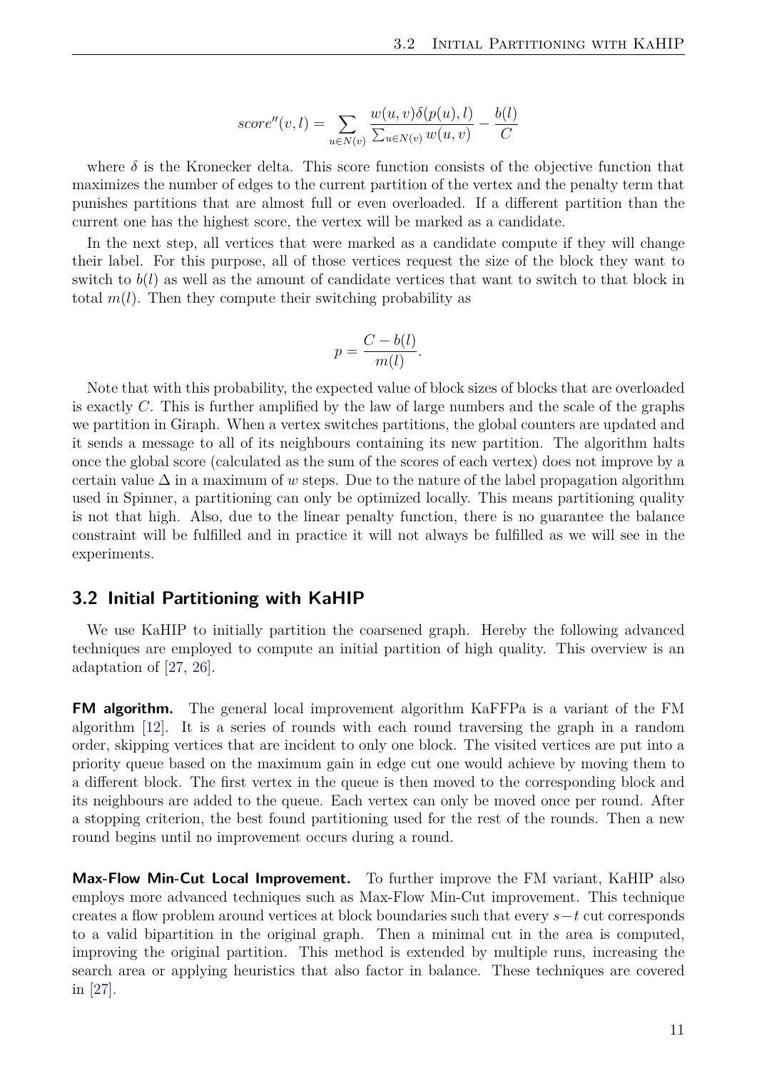$$score''(v,l) = \sum_{u \in N(v)} \frac{w(u,v)\delta(p(u),l)}{\sum_{u \in N(v)} w(u,v)} - \frac{b(l)}{C}$$

where $\delta$ is the Kronecker delta. This score function consists of the objective function that maximizes the number of edges to the current partition of the vertex and the penalty term that punishes partitions that are almost full or even overloaded. If a different partition than the current one has the highest score, the vertex will be marked as a candidate.

In the next step, all vertices that were marked as a candidate compute if they will change their label. For this purpose, all of those vertices request the size of the block they want to switch to $b(l)$ as well as the amount of candidate vertices that want to switch to that block in total $m(l)$. Then they compute their switching probability as

$$p = \frac{C - b(l)}{m(l)}.$$

Note that with this probability, the expected value of block sizes of blocks that are overloaded is exactly $C$. This is further amplified by the law of large numbers and the scale of the graphs we partition in Giraph. When a vertex switches partitions, the global counters are updated and it sends a message to all of its neighbours containing its new partition. The algorithm halts once the global score (calculated as the sum of the scores of each vertex) does not improve by a certain value $\Delta$ in a maximum of $w$ steps. Due to the nature of the label propagation algorithm used in Spinner, a partitioning can only be optimized locally. This means partitioning quality is not that high. Also, due to the linear penalty function, there is no guarantee the balance constraint will be fulfilled and in practice it will not always be fulfilled as we will see in the experiments.

## 3.2 Initial Partitioning with KaHIP

We use KaHIP to initially partition the coarsened graph. Hereby the following advanced techniques are employed to compute an initial partition of high quality. This overview is an adaptation of [27, 26].

**FM algorithm.** The general local improvement algorithm KaFFPa is a variant of the FM algorithm [12]. It is a series of rounds with each round traversing the graph in a random order, skipping vertices that are incident to only one block. The visited vertices are put into a priority queue based on the maximum gain in edge cut one would achieve by moving them to a different block. The first vertex in the queue is then moved to the corresponding block and its neighbours are added to the queue. Each vertex can only be moved once per round. After a stopping criterion, the best found partitioning used for the rest of the rounds. Then a new round begins until no improvement occurs during a round.

**Max-Flow Min-Cut Local Improvement.** To further improve the FM variant, KaHIP also employs more advanced techniques such as Max-Flow Min-Cut improvement. This technique creates a flow problem around vertices at block boundaries such that every $s-t$ cut corresponds to a valid bipartition in the original graph. Then a minimal cut in the area is computed, improving the original partition. This method is extended by multiple runs, increasing the search area or applying heuristics that also factor in balance. These techniques are covered in [27].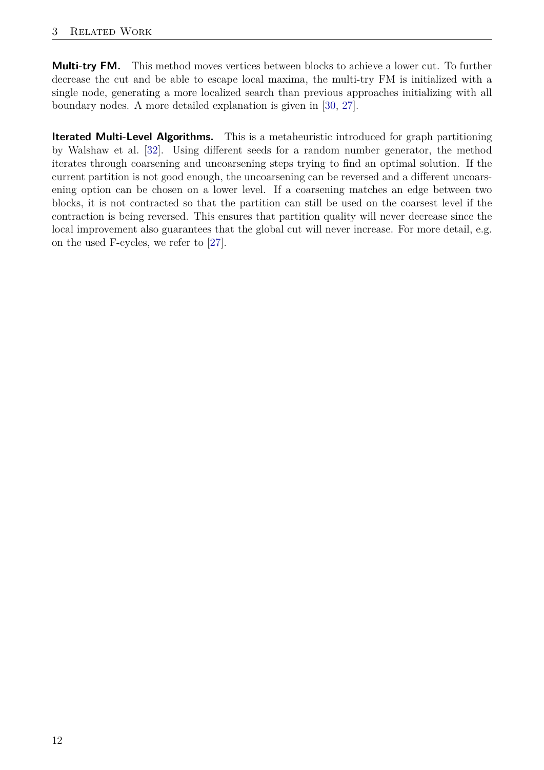**Multi-try FM.** This method moves vertices between blocks to achieve a lower cut. To further decrease the cut and be able to escape local maxima, the multi-try FM is initialized with a single node, generating a more localized search than previous approaches initializing with all boundary nodes. A more detailed explanation is given in [30, 27].

**Iterated Multi-Level Algorithms.** This is a metaheuristic introduced for graph partitioning by Walshaw et al. [32]. Using different seeds for a random number generator, the method iterates through coarsening and uncoarsening steps trying to find an optimal solution. If the current partition is not good enough, the uncoarsening can be reversed and a different uncoarsening option can be chosen on a lower level. If a coarsening matches an edge between two blocks, it is not contracted so that the partition can still be used on the coarsest level if the contraction is being reversed. This ensures that partition quality will never decrease since the local improvement also guarantees that the global cut will never increase. For more detail, e.g. on the used F-cycles, we refer to [27].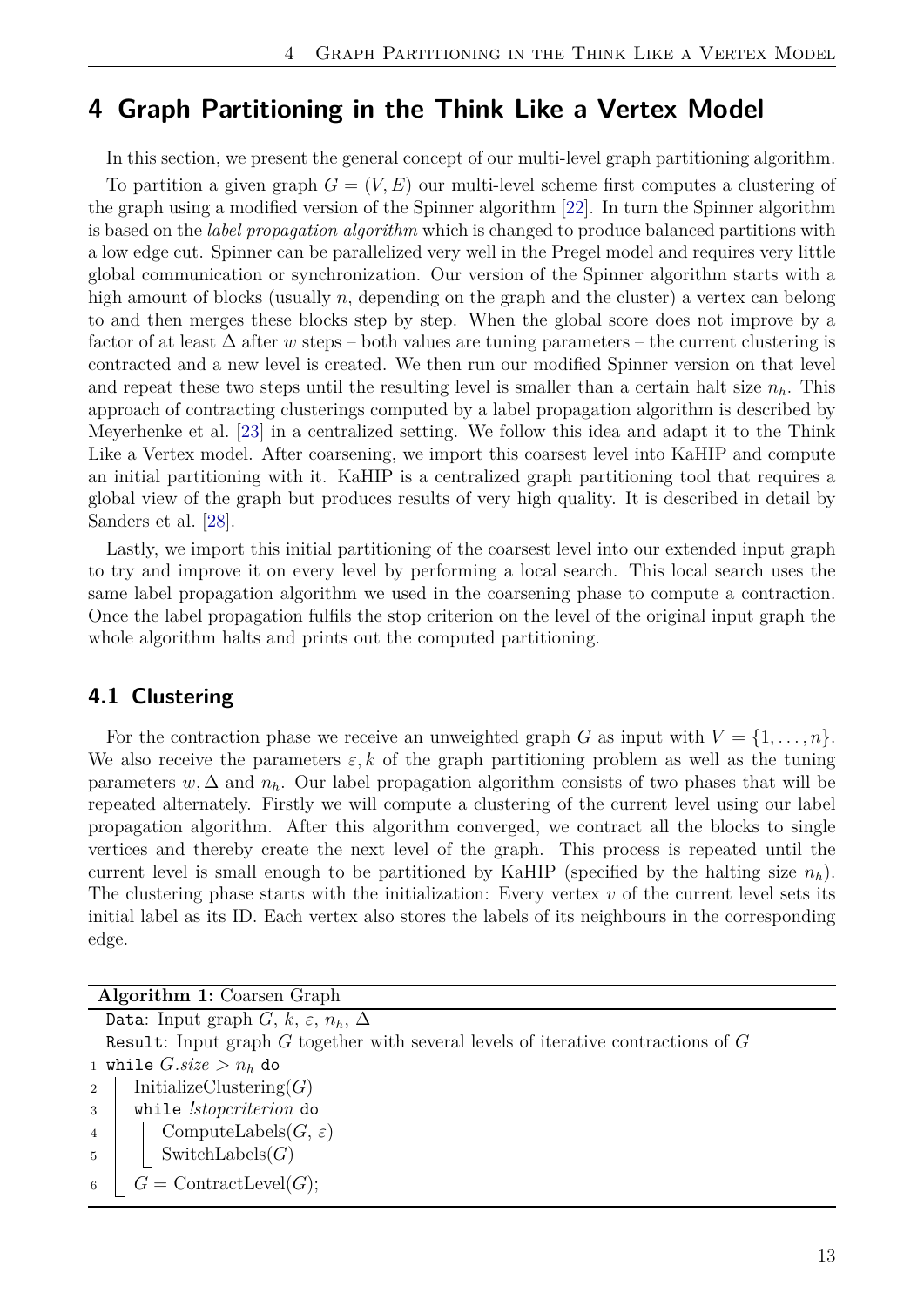# 4 Graph Partitioning in the Think Like a Vertex Model

In this section, we present the general concept of our multi-level graph partitioning algorithm.

To partition a given graph $G = (V, E)$ our multi-level scheme first computes a clustering of the graph using a modified version of the Spinner algorithm [22]. In turn the Spinner algorithm is based on the *label propagation algorithm* which is changed to produce balanced partitions with a low edge cut. Spinner can be parallelized very well in the Pregel model and requires very little global communication or synchronization. Our version of the Spinner algorithm starts with a high amount of blocks (usually $n$, depending on the graph and the cluster) a vertex can belong to and then merges these blocks step by step. When the global score does not improve by a factor of at least $\Delta$ after $w$ steps – both values are tuning parameters – the current clustering is contracted and a new level is created. We then run our modified Spinner version on that level and repeat these two steps until the resulting level is smaller than a certain halt size $n_h$. This approach of contracting clusterings computed by a label propagation algorithm is described by Meyerhenke et al. [23] in a centralized setting. We follow this idea and adapt it to the Think Like a Vertex model. After coarsening, we import this coarsest level into KaHIP and compute an initial partitioning with it. KaHIP is a centralized graph partitioning tool that requires a global view of the graph but produces results of very high quality. It is described in detail by Sanders et al. [28].

Lastly, we import this initial partitioning of the coarsest level into our extended input graph to try and improve it on every level by performing a local search. This local search uses the same label propagation algorithm we used in the coarsening phase to compute a contraction. Once the label propagation fulfils the stop criterion on the level of the original input graph the whole algorithm halts and prints out the computed partitioning.

## 4.1 Clustering

For the contraction phase we receive an unweighted graph $G$ as input with $V = \{1, \ldots, n\}$. We also receive the parameters $\varepsilon, k$ of the graph partitioning problem as well as the tuning parameters $w, \Delta$ and $n_h$. Our label propagation algorithm consists of two phases that will be repeated alternately. Firstly we will compute a clustering of the current level using our label propagation algorithm. After this algorithm converged, we contract all the blocks to single vertices and thereby create the next level of the graph. This process is repeated until the current level is small enough to be partitioned by KaHIP (specified by the halting size $n_h$). The clustering phase starts with the initialization: Every vertex $v$ of the current level sets its initial label as its ID. Each vertex also stores the labels of its neighbours in the corresponding edge.

**Algorithm 1:** Coarsen Graph

```
Data: Input graph G, k, ε, n_h, Δ
Result: Input graph G together with several levels of iterative contractions of G
1 while G.size > n_h do
2     InitializeClustering(G)
3     while !stopcriterion do
4         ComputeLabels(G, ε)
5         SwitchLabels(G)
6     G = ContractLevel(G);
```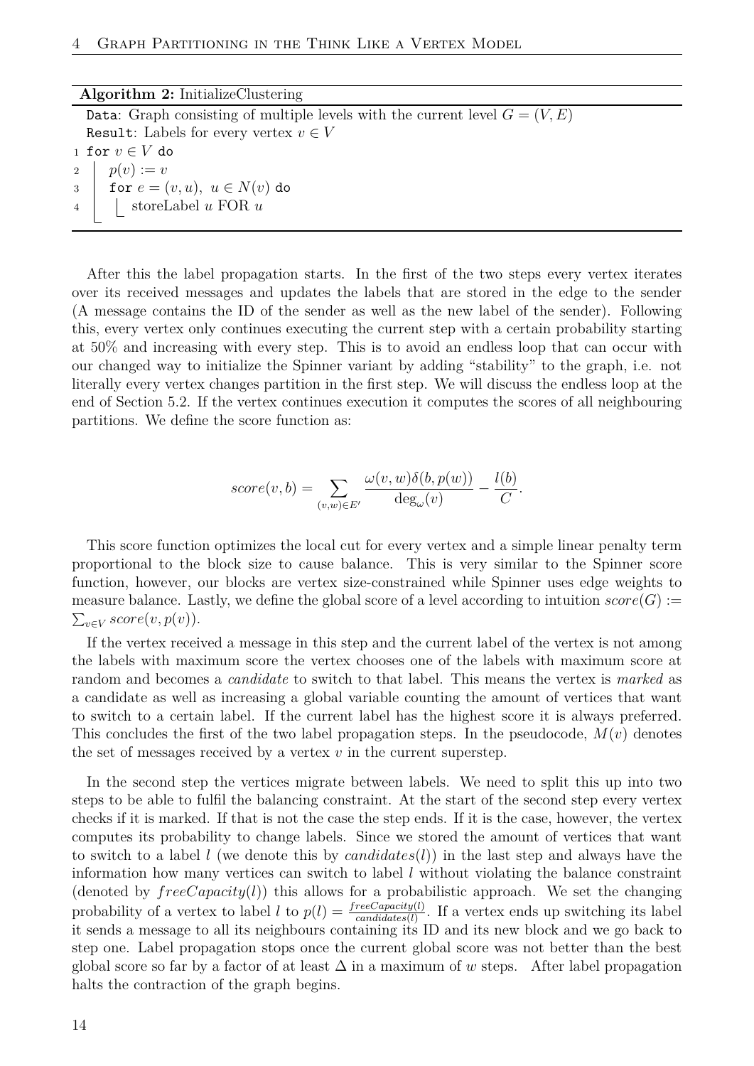**Algorithm 2:** InitializeClustering

```
Data: Graph consisting of multiple levels with the current level G = (V, E)
Result: Labels for every vertex v ∈ V
1 for v ∈ V do
2     p(v) := v
3     for e = (v, u), u ∈ N(v) do
4         storeLabel u FOR u
```

After this the label propagation starts. In the first of the two steps every vertex iterates over its received messages and updates the labels that are stored in the edge to the sender (A message contains the ID of the sender as well as the new label of the sender). Following this, every vertex only continues executing the current step with a certain probability starting at 50% and increasing with every step. This is to avoid an endless loop that can occur with our changed way to initialize the Spinner variant by adding "stability" to the graph, i.e. not literally every vertex changes partition in the first step. We will discuss the endless loop at the end of Section 5.2. If the vertex continues execution it computes the scores of all neighbouring partitions. We define the score function as:

$$score(v, b) = \sum_{(v,w)\in E'} \frac{\omega(v, w)\delta(b, p(w))}{\deg_\omega(v)} - \frac{l(b)}{C}.$$

This score function optimizes the local cut for every vertex and a simple linear penalty term proportional to the block size to cause balance. This is very similar to the Spinner score function, however, our blocks are vertex size-constrained while Spinner uses edge weights to measure balance. Lastly, we define the global score of a level according to intuition $score(G) := \sum_{v\in V} score(v, p(v))$.

If the vertex received a message in this step and the current label of the vertex is not among the labels with maximum score the vertex chooses one of the labels with maximum score at random and becomes a *candidate* to switch to that label. This means the vertex is *marked* as a candidate as well as increasing a global variable counting the amount of vertices that want to switch to a certain label. If the current label has the highest score it is always preferred. This concludes the first of the two label propagation steps. In the pseudocode, $M(v)$ denotes the set of messages received by a vertex $v$ in the current superstep.

In the second step the vertices migrate between labels. We need to split this up into two steps to be able to fulfil the balancing constraint. At the start of the second step every vertex checks if it is marked. If that is not the case the step ends. If it is the case, however, the vertex computes its probability to change labels. Since we stored the amount of vertices that want to switch to a label $l$ (we denote this by $candidates(l)$) in the last step and always have the information how many vertices can switch to label $l$ without violating the balance constraint (denoted by $freeCapacity(l)$) this allows for a probabilistic approach. We set the changing probability of a vertex to label $l$ to $p(l) = \frac{freeCapacity(l)}{candidates(l)}$. If a vertex ends up switching its label it sends a message to all its neighbours containing its ID and its new block and we go back to step one. Label propagation stops once the current global score was not better than the best global score so far by a factor of at least $\Delta$ in a maximum of $w$ steps. After label propagation halts the contraction of the graph begins.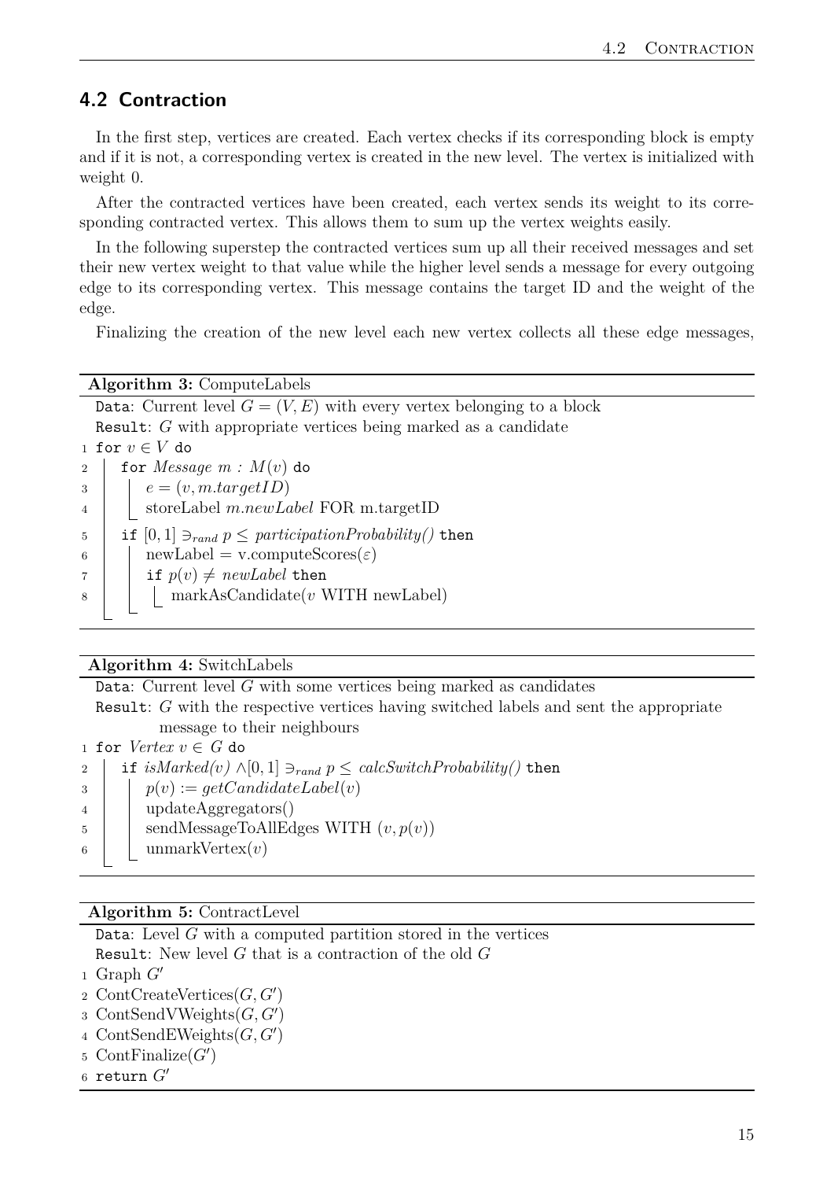## 4.2 Contraction

In the first step, vertices are created. Each vertex checks if its corresponding block is empty and if it is not, a corresponding vertex is created in the new level. The vertex is initialized with weight 0.

After the contracted vertices have been created, each vertex sends its weight to its corresponding contracted vertex. This allows them to sum up the vertex weights easily.

In the following superstep the contracted vertices sum up all their received messages and set their new vertex weight to that value while the higher level sends a message for every outgoing edge to its corresponding vertex. This message contains the target ID and the weight of the edge.

Finalizing the creation of the new level each new vertex collects all these edge messages,

**Algorithm 3:** ComputeLabels

```
Data: Current level G = (V, E) with every vertex belonging to a block
Result: G with appropriate vertices being marked as a candidate
1 for v ∈ V do
2     for Message m : M(v) do
3         e = (v, m.targetID)
4         storeLabel m.newLabel FOR m.targetID
5     if [0,1] ∋_rand p ≤ participationProbability() then
6         newLabel = v.computeScores(ε)
7         if p(v) ≠ newLabel then
8             markAsCandidate(v WITH newLabel)
```

**Algorithm 4:** SwitchLabels

```
Data: Current level G with some vertices being marked as candidates
Result: G with the respective vertices having switched labels and sent the appropriate
        message to their neighbours
1 for Vertex v ∈ G do
2     if isMarked(v) ∧[0,1] ∋_rand p ≤ calcSwitchProbability() then
3         p(v) := getCandidateLabel(v)
4         updateAggregators()
5         sendMessageToAllEdges WITH (v, p(v))
6         unmarkVertex(v)
```

**Algorithm 5:** ContractLevel

```
Data: Level G with a computed partition stored in the vertices
Result: New level G that is a contraction of the old G
1 Graph G'
2 ContCreateVertices(G, G')
3 ContSendVWeights(G, G')
4 ContSendEWeights(G, G')
5 ContFinalize(G')
6 return G'
```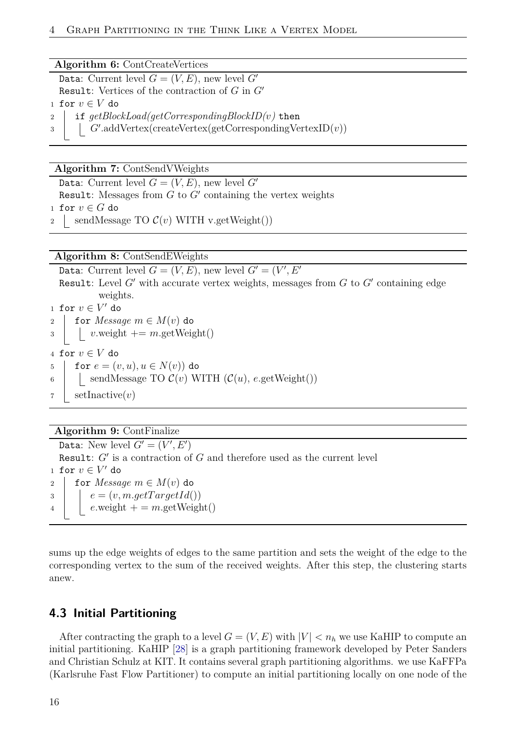**Algorithm 6:** ContCreateVertices

```
Data: Current level G = (V, E), new level G′
Result: Vertices of the contraction of G in G′
1 for v ∈ V do
2     if getBlockLoad(getCorrespondingBlockID(v)) then
3         G′.addVertex(createVertex(getCorrespondingVertexID(v))
```

**Algorithm 7:** ContSendVWeights

```
Data: Current level G = (V, E), new level G′
Result: Messages from G to G′ containing the vertex weights
1 for v ∈ G do
2     sendMessage TO C(v) WITH v.getWeight())
```

**Algorithm 8:** ContSendEWeights

```
Data: Current level G = (V, E), new level G′ = (V′, E′
Result: Level G′ with accurate vertex weights, messages from G to G′ containing edge
        weights.
1 for v ∈ V′ do
2     for Message m ∈ M(v) do
3         v.weight += m.getWeight()
4 for v ∈ V do
5     for e = (v, u), u ∈ N(v)) do
6         sendMessage TO C(v) WITH (C(u), e.getWeight())
7     setInactive(v)
```

**Algorithm 9:** ContFinalize

```
Data: New level G′ = (V′, E′)
Result: G′ is a contraction of G and therefore used as the current level
1 for v ∈ V′ do
2     for Message m ∈ M(v) do
3         e = (v, m.getTargetId())
4         e.weight + = m.getWeight()
```

sums up the edge weights of edges to the same partition and sets the weight of the edge to the corresponding vertex to the sum of the received weights. After this step, the clustering starts anew.

## 4.3 Initial Partitioning

After contracting the graph to a level $G = (V, E)$ with $|V| < n_h$ we use KaHIP to compute an initial partitioning. KaHIP [28] is a graph partitioning framework developed by Peter Sanders and Christian Schulz at KIT. It contains several graph partitioning algorithms. we use KaFFPa (Karlsruhe Fast Flow Partitioner) to compute an initial partitioning locally on one node of the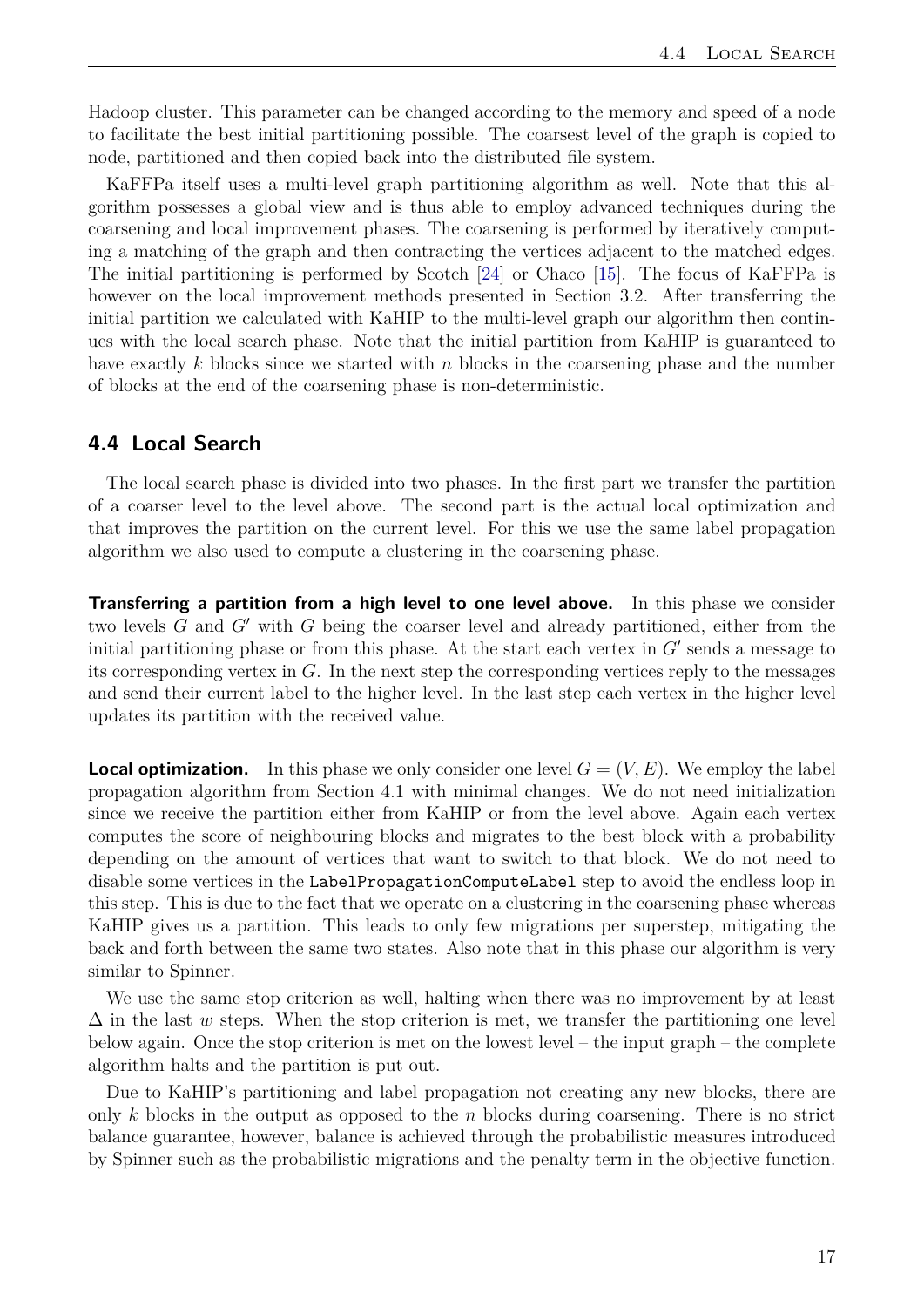Hadoop cluster. This parameter can be changed according to the memory and speed of a node to facilitate the best initial partitioning possible. The coarsest level of the graph is copied to node, partitioned and then copied back into the distributed file system.

KaFFPa itself uses a multi-level graph partitioning algorithm as well. Note that this algorithm possesses a global view and is thus able to employ advanced techniques during the coarsening and local improvement phases. The coarsening is performed by iteratively computing a matching of the graph and then contracting the vertices adjacent to the matched edges. The initial partitioning is performed by Scotch [24] or Chaco [15]. The focus of KaFFPa is however on the local improvement methods presented in Section 3.2. After transferring the initial partition we calculated with KaHIP to the multi-level graph our algorithm then continues with the local search phase. Note that the initial partition from KaHIP is guaranteed to have exactly $k$ blocks since we started with $n$ blocks in the coarsening phase and the number of blocks at the end of the coarsening phase is non-deterministic.

## 4.4 Local Search

The local search phase is divided into two phases. In the first part we transfer the partition of a coarser level to the level above. The second part is the actual local optimization and that improves the partition on the current level. For this we use the same label propagation algorithm we also used to compute a clustering in the coarsening phase.

**Transferring a partition from a high level to one level above.** In this phase we consider two levels $G$ and $G'$ with $G$ being the coarser level and already partitioned, either from the initial partitioning phase or from this phase. At the start each vertex in $G'$ sends a message to its corresponding vertex in $G$. In the next step the corresponding vertices reply to the messages and send their current label to the higher level. In the last step each vertex in the higher level updates its partition with the received value.

**Local optimization.** In this phase we only consider one level $G = (V, E)$. We employ the label propagation algorithm from Section 4.1 with minimal changes. We do not need initialization since we receive the partition either from KaHIP or from the level above. Again each vertex computes the score of neighbouring blocks and migrates to the best block with a probability depending on the amount of vertices that want to switch to that block. We do not need to disable some vertices in the `LabelPropagationComputeLabel` step to avoid the endless loop in this step. This is due to the fact that we operate on a clustering in the coarsening phase whereas KaHIP gives us a partition. This leads to only few migrations per superstep, mitigating the back and forth between the same two states. Also note that in this phase our algorithm is very similar to Spinner.

We use the same stop criterion as well, halting when there was no improvement by at least $\Delta$ in the last $w$ steps. When the stop criterion is met, we transfer the partitioning one level below again. Once the stop criterion is met on the lowest level – the input graph – the complete algorithm halts and the partition is put out.

Due to KaHIP's partitioning and label propagation not creating any new blocks, there are only $k$ blocks in the output as opposed to the $n$ blocks during coarsening. There is no strict balance guarantee, however, balance is achieved through the probabilistic measures introduced by Spinner such as the probabilistic migrations and the penalty term in the objective function.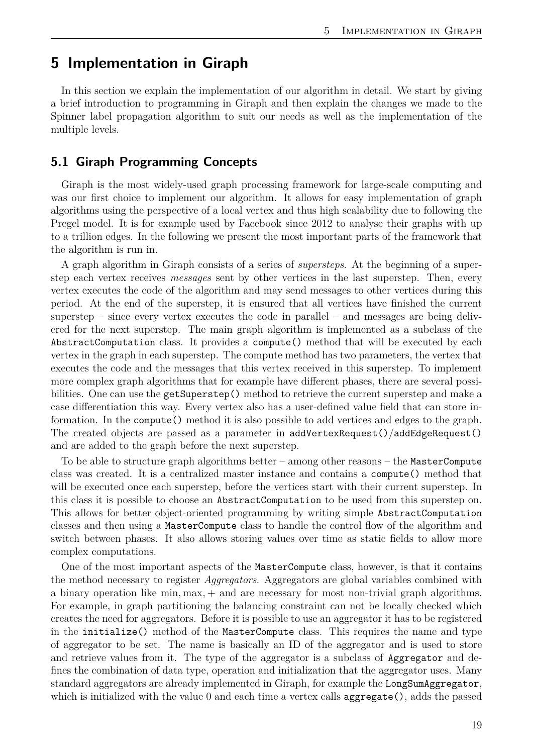# 5 Implementation in Giraph

In this section we explain the implementation of our algorithm in detail. We start by giving a brief introduction to programming in Giraph and then explain the changes we made to the Spinner label propagation algorithm to suit our needs as well as the implementation of the multiple levels.

## 5.1 Giraph Programming Concepts

Giraph is the most widely-used graph processing framework for large-scale computing and was our first choice to implement our algorithm. It allows for easy implementation of graph algorithms using the perspective of a local vertex and thus high scalability due to following the Pregel model. It is for example used by Facebook since 2012 to analyse their graphs with up to a trillion edges. In the following we present the most important parts of the framework that the algorithm is run in.

A graph algorithm in Giraph consists of a series of *supersteps*. At the beginning of a superstep each vertex receives *messages* sent by other vertices in the last superstep. Then, every vertex executes the code of the algorithm and may send messages to other vertices during this period. At the end of the superstep, it is ensured that all vertices have finished the current superstep – since every vertex executes the code in parallel – and messages are being delivered for the next superstep. The main graph algorithm is implemented as a subclass of the `AbstractComputation` class. It provides a `compute()` method that will be executed by each vertex in the graph in each superstep. The compute method has two parameters, the vertex that executes the code and the messages that this vertex received in this superstep. To implement more complex graph algorithms that for example have different phases, there are several possibilities. One can use the `getSuperstep()` method to retrieve the current superstep and make a case differentiation this way. Every vertex also has a user-defined value field that can store information. In the `compute()` method it is also possible to add vertices and edges to the graph. The created objects are passed as a parameter in `addVertexRequest()`/`addEdgeRequest()` and are added to the graph before the next superstep.

To be able to structure graph algorithms better – among other reasons – the `MasterCompute` class was created. It is a centralized master instance and contains a `compute()` method that will be executed once each superstep, before the vertices start with their current superstep. In this class it is possible to choose an `AbstractComputation` to be used from this superstep on. This allows for better object-oriented programming by writing simple `AbstractComputation` classes and then using a `MasterCompute` class to handle the control flow of the algorithm and switch between phases. It also allows storing values over time as static fields to allow more complex computations.

One of the most important aspects of the `MasterCompute` class, however, is that it contains the method necessary to register *Aggregators*. Aggregators are global variables combined with a binary operation like $\min, \max, +$ and are necessary for most non-trivial graph algorithms. For example, in graph partitioning the balancing constraint can not be locally checked which creates the need for aggregators. Before it is possible to use an aggregator it has to be registered in the `initialize()` method of the `MasterCompute` class. This requires the name and type of aggregator to be set. The name is basically an ID of the aggregator and is used to store and retrieve values from it. The type of the aggregator is a subclass of `Aggregator` and defines the combination of data type, operation and initialization that the aggregator uses. Many standard aggregators are already implemented in Giraph, for example the `LongSumAggregator`, which is initialized with the value 0 and each time a vertex calls `aggregate()`, adds the passed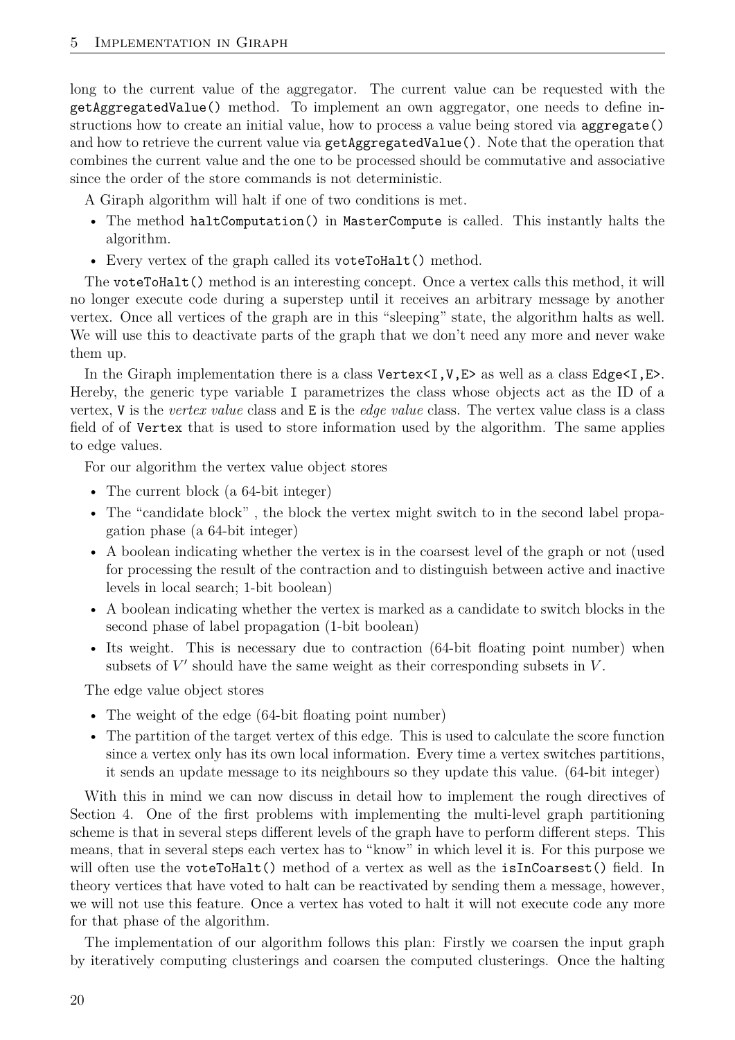long to the current value of the aggregator. The current value can be requested with the `getAggregatedValue()` method. To implement an own aggregator, one needs to define instructions how to create an initial value, how to process a value being stored via `aggregate()` and how to retrieve the current value via `getAggregatedValue()`. Note that the operation that combines the current value and the one to be processed should be commutative and associative since the order of the store commands is not deterministic.

A Giraph algorithm will halt if one of two conditions is met.

- The method `haltComputation()` in `MasterCompute` is called. This instantly halts the algorithm.
- Every vertex of the graph called its `voteToHalt()` method.

The `voteToHalt()` method is an interesting concept. Once a vertex calls this method, it will no longer execute code during a superstep until it receives an arbitrary message by another vertex. Once all vertices of the graph are in this "sleeping" state, the algorithm halts as well. We will use this to deactivate parts of the graph that we don't need any more and never wake them up.

In the Giraph implementation there is a class `Vertex<I,V,E>` as well as a class `Edge<I,E>`. Hereby, the generic type variable `I` parametrizes the class whose objects act as the ID of a vertex, `V` is the *vertex value* class and `E` is the *edge value* class. The vertex value class is a class field of of `Vertex` that is used to store information used by the algorithm. The same applies to edge values.

For our algorithm the vertex value object stores

- The current block (a 64-bit integer)
- The "candidate block" , the block the vertex might switch to in the second label propagation phase (a 64-bit integer)
- A boolean indicating whether the vertex is in the coarsest level of the graph or not (used for processing the result of the contraction and to distinguish between active and inactive levels in local search; 1-bit boolean)
- A boolean indicating whether the vertex is marked as a candidate to switch blocks in the second phase of label propagation (1-bit boolean)
- Its weight. This is necessary due to contraction (64-bit floating point number) when subsets of $V'$ should have the same weight as their corresponding subsets in $V$.

The edge value object stores

- The weight of the edge (64-bit floating point number)
- The partition of the target vertex of this edge. This is used to calculate the score function since a vertex only has its own local information. Every time a vertex switches partitions, it sends an update message to its neighbours so they update this value. (64-bit integer)

With this in mind we can now discuss in detail how to implement the rough directives of Section 4. One of the first problems with implementing the multi-level graph partitioning scheme is that in several steps different levels of the graph have to perform different steps. This means, that in several steps each vertex has to "know" in which level it is. For this purpose we will often use the `voteToHalt()` method of a vertex as well as the `isInCoarsest()` field. In theory vertices that have voted to halt can be reactivated by sending them a message, however, we will not use this feature. Once a vertex has voted to halt it will not execute code any more for that phase of the algorithm.

The implementation of our algorithm follows this plan: Firstly we coarsen the input graph by iteratively computing clusterings and coarsen the computed clusterings. Once the halting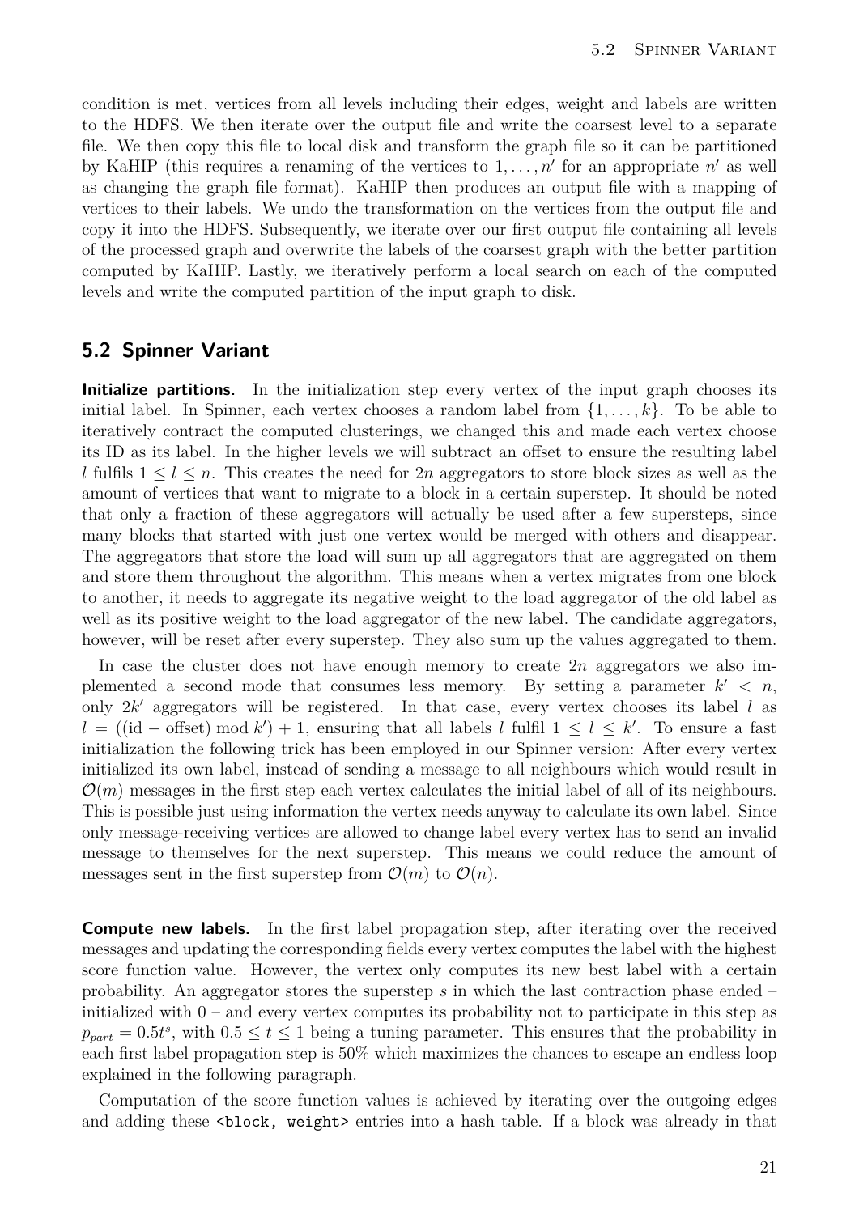condition is met, vertices from all levels including their edges, weight and labels are written to the HDFS. We then iterate over the output file and write the coarsest level to a separate file. We then copy this file to local disk and transform the graph file so it can be partitioned by KaHIP (this requires a renaming of the vertices to $1, \ldots, n'$ for an appropriate $n'$ as well as changing the graph file format). KaHIP then produces an output file with a mapping of vertices to their labels. We undo the transformation on the vertices from the output file and copy it into the HDFS. Subsequently, we iterate over our first output file containing all levels of the processed graph and overwrite the labels of the coarsest graph with the better partition computed by KaHIP. Lastly, we iteratively perform a local search on each of the computed levels and write the computed partition of the input graph to disk.

## 5.2 Spinner Variant

**Initialize partitions.** In the initialization step every vertex of the input graph chooses its initial label. In Spinner, each vertex chooses a random label from $\{1, \ldots, k\}$. To be able to iteratively contract the computed clusterings, we changed this and made each vertex choose its ID as its label. In the higher levels we will subtract an offset to ensure the resulting label $l$ fulfils $1 \leq l \leq n$. This creates the need for $2n$ aggregators to store block sizes as well as the amount of vertices that want to migrate to a block in a certain superstep. It should be noted that only a fraction of these aggregators will actually be used after a few supersteps, since many blocks that started with just one vertex would be merged with others and disappear. The aggregators that store the load will sum up all aggregators that are aggregated on them and store them throughout the algorithm. This means when a vertex migrates from one block to another, it needs to aggregate its negative weight to the load aggregator of the old label as well as its positive weight to the load aggregator of the new label. The candidate aggregators, however, will be reset after every superstep. They also sum up the values aggregated to them.

In case the cluster does not have enough memory to create $2n$ aggregators we also implemented a second mode that consumes less memory. By setting a parameter $k' < n$, only $2k'$ aggregators will be registered. In that case, every vertex chooses its label $l$ as $l = ((\text{id} - \text{offset}) \bmod k') + 1$, ensuring that all labels $l$ fulfil $1 \leq l \leq k'$. To ensure a fast initialization the following trick has been employed in our Spinner version: After every vertex initialized its own label, instead of sending a message to all neighbours which would result in $\mathcal{O}(m)$ messages in the first step each vertex calculates the initial label of all of its neighbours. This is possible just using information the vertex needs anyway to calculate its own label. Since only message-receiving vertices are allowed to change label every vertex has to send an invalid message to themselves for the next superstep. This means we could reduce the amount of messages sent in the first superstep from $\mathcal{O}(m)$ to $\mathcal{O}(n)$.

**Compute new labels.** In the first label propagation step, after iterating over the received messages and updating the corresponding fields every vertex computes the label with the highest score function value. However, the vertex only computes its new best label with a certain probability. An aggregator stores the superstep $s$ in which the last contraction phase ended – initialized with 0 – and every vertex computes its probability not to participate in this step as $p_{part} = 0.5t^s$, with $0.5 \leq t \leq 1$ being a tuning parameter. This ensures that the probability in each first label propagation step is 50% which maximizes the chances to escape an endless loop explained in the following paragraph.

Computation of the score function values is achieved by iterating over the outgoing edges and adding these `<block, weight>` entries into a hash table. If a block was already in that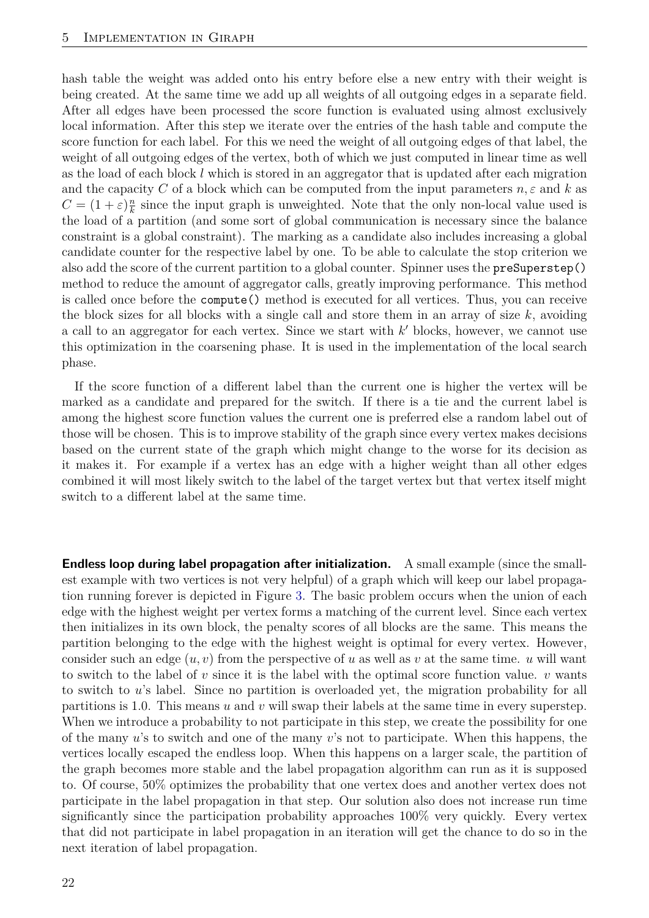hash table the weight was added onto his entry before else a new entry with their weight is being created. At the same time we add up all weights of all outgoing edges in a separate field. After all edges have been processed the score function is evaluated using almost exclusively local information. After this step we iterate over the entries of the hash table and compute the score function for each label. For this we need the weight of all outgoing edges of that label, the weight of all outgoing edges of the vertex, both of which we just computed in linear time as well as the load of each block $l$ which is stored in an aggregator that is updated after each migration and the capacity $C$ of a block which can be computed from the input parameters $n, \varepsilon$ and $k$ as $C = (1+\varepsilon)\frac{n}{k}$ since the input graph is unweighted. Note that the only non-local value used is the load of a partition (and some sort of global communication is necessary since the balance constraint is a global constraint). The marking as a candidate also includes increasing a global candidate counter for the respective label by one. To be able to calculate the stop criterion we also add the score of the current partition to a global counter. Spinner uses the `preSuperstep()` method to reduce the amount of aggregator calls, greatly improving performance. This method is called once before the `compute()` method is executed for all vertices. Thus, you can receive the block sizes for all blocks with a single call and store them in an array of size $k$, avoiding a call to an aggregator for each vertex. Since we start with $k'$ blocks, however, we cannot use this optimization in the coarsening phase. It is used in the implementation of the local search phase.

If the score function of a different label than the current one is higher the vertex will be marked as a candidate and prepared for the switch. If there is a tie and the current label is among the highest score function values the current one is preferred else a random label out of those will be chosen. This is to improve stability of the graph since every vertex makes decisions based on the current state of the graph which might change to the worse for its decision as it makes it. For example if a vertex has an edge with a higher weight than all other edges combined it will most likely switch to the label of the target vertex but that vertex itself might switch to a different label at the same time.

**Endless loop during label propagation after initialization.** A small example (since the smallest example with two vertices is not very helpful) of a graph which will keep our label propagation running forever is depicted in Figure 3. The basic problem occurs when the union of each edge with the highest weight per vertex forms a matching of the current level. Since each vertex then initializes in its own block, the penalty scores of all blocks are the same. This means the partition belonging to the edge with the highest weight is optimal for every vertex. However, consider such an edge $(u, v)$ from the perspective of $u$ as well as $v$ at the same time. $u$ will want to switch to the label of $v$ since it is the label with the optimal score function value. $v$ wants to switch to $u$'s label. Since no partition is overloaded yet, the migration probability for all partitions is 1.0. This means $u$ and $v$ will swap their labels at the same time in every superstep. When we introduce a probability to not participate in this step, we create the possibility for one of the many $u$'s to switch and one of the many $v$'s not to participate. When this happens, the vertices locally escaped the endless loop. When this happens on a larger scale, the partition of the graph becomes more stable and the label propagation algorithm can run as it is supposed to. Of course, 50% optimizes the probability that one vertex does and another vertex does not participate in the label propagation in that step. Our solution also does not increase run time significantly since the participation probability approaches 100% very quickly. Every vertex that did not participate in label propagation in an iteration will get the chance to do so in the next iteration of label propagation.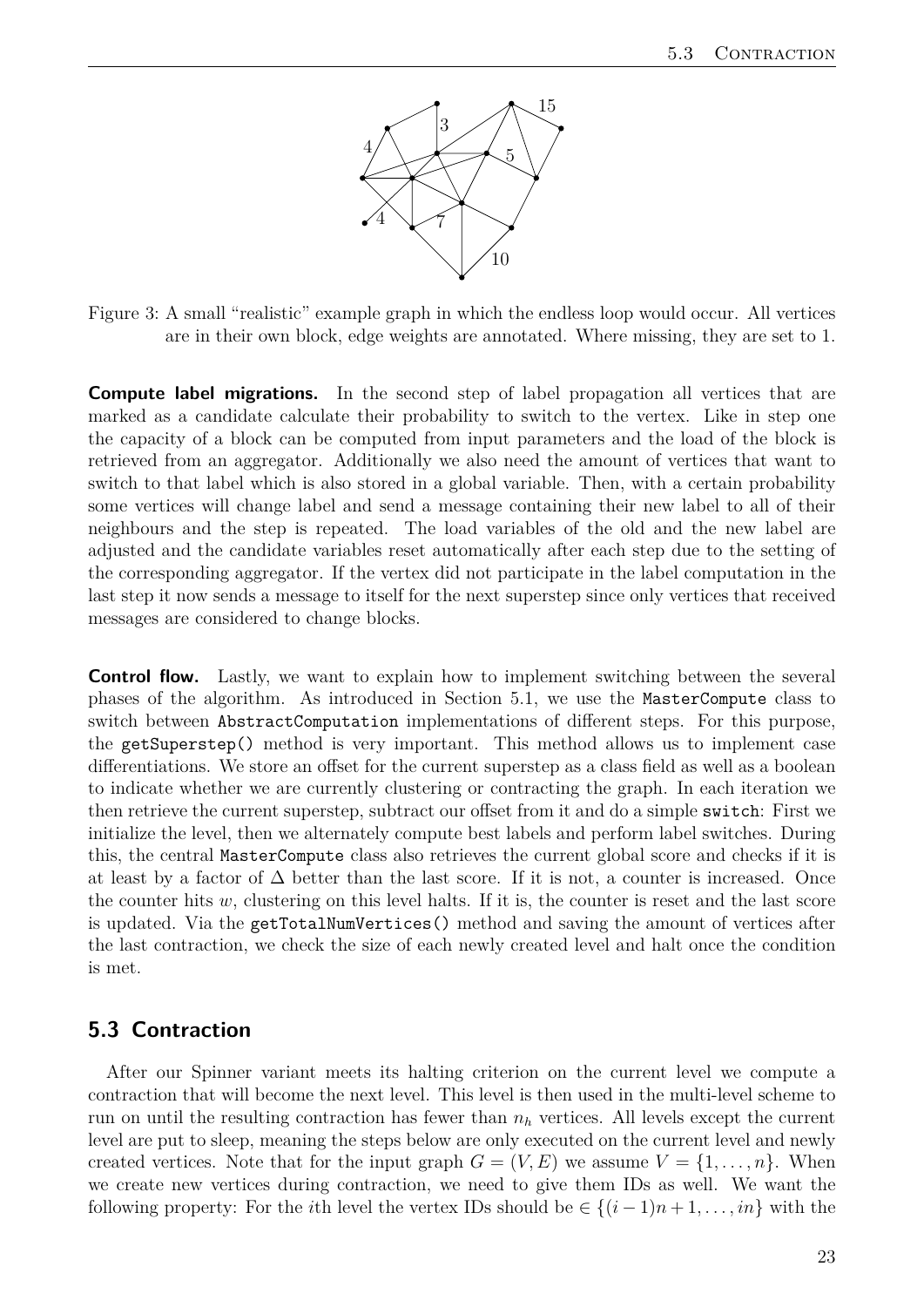Figure 3: A small "realistic" example graph in which the endless loop would occur. All vertices are in their own block, edge weights are annotated. Where missing, they are set to 1.

**Compute label migrations.** In the second step of label propagation all vertices that are marked as a candidate calculate their probability to switch to the vertex. Like in step one the capacity of a block can be computed from input parameters and the load of the block is retrieved from an aggregator. Additionally we also need the amount of vertices that want to switch to that label which is also stored in a global variable. Then, with a certain probability some vertices will change label and send a message containing their new label to all of their neighbours and the step is repeated. The load variables of the old and the new label are adjusted and the candidate variables reset automatically after each step due to the setting of the corresponding aggregator. If the vertex did not participate in the label computation in the last step it now sends a message to itself for the next superstep since only vertices that received messages are considered to change blocks.

**Control flow.** Lastly, we want to explain how to implement switching between the several phases of the algorithm. As introduced in Section 5.1, we use the `MasterCompute` class to switch between `AbstractComputation` implementations of different steps. For this purpose, the `getSuperstep()` method is very important. This method allows us to implement case differentiations. We store an offset for the current superstep as a class field as well as a boolean to indicate whether we are currently clustering or contracting the graph. In each iteration we then retrieve the current superstep, subtract our offset from it and do a simple `switch`: First we initialize the level, then we alternately compute best labels and perform label switches. During this, the central `MasterCompute` class also retrieves the current global score and checks if it is at least by a factor of $\Delta$ better than the last score. If it is not, a counter is increased. Once the counter hits $w$, clustering on this level halts. If it is, the counter is reset and the last score is updated. Via the `getTotalNumVertices()` method and saving the amount of vertices after the last contraction, we check the size of each newly created level and halt once the condition is met.

## 5.3 Contraction

After our Spinner variant meets its halting criterion on the current level we compute a contraction that will become the next level. This level is then used in the multi-level scheme to run on until the resulting contraction has fewer than $n_h$ vertices. All levels except the current level are put to sleep, meaning the steps below are only executed on the current level and newly created vertices. Note that for the input graph $G = (V, E)$ we assume $V = \{1, \ldots, n\}$. When we create new vertices during contraction, we need to give them IDs as well. We want the following property: For the $i$th level the vertex IDs should be $\in \{(i-1)n+1, \ldots, in\}$ with the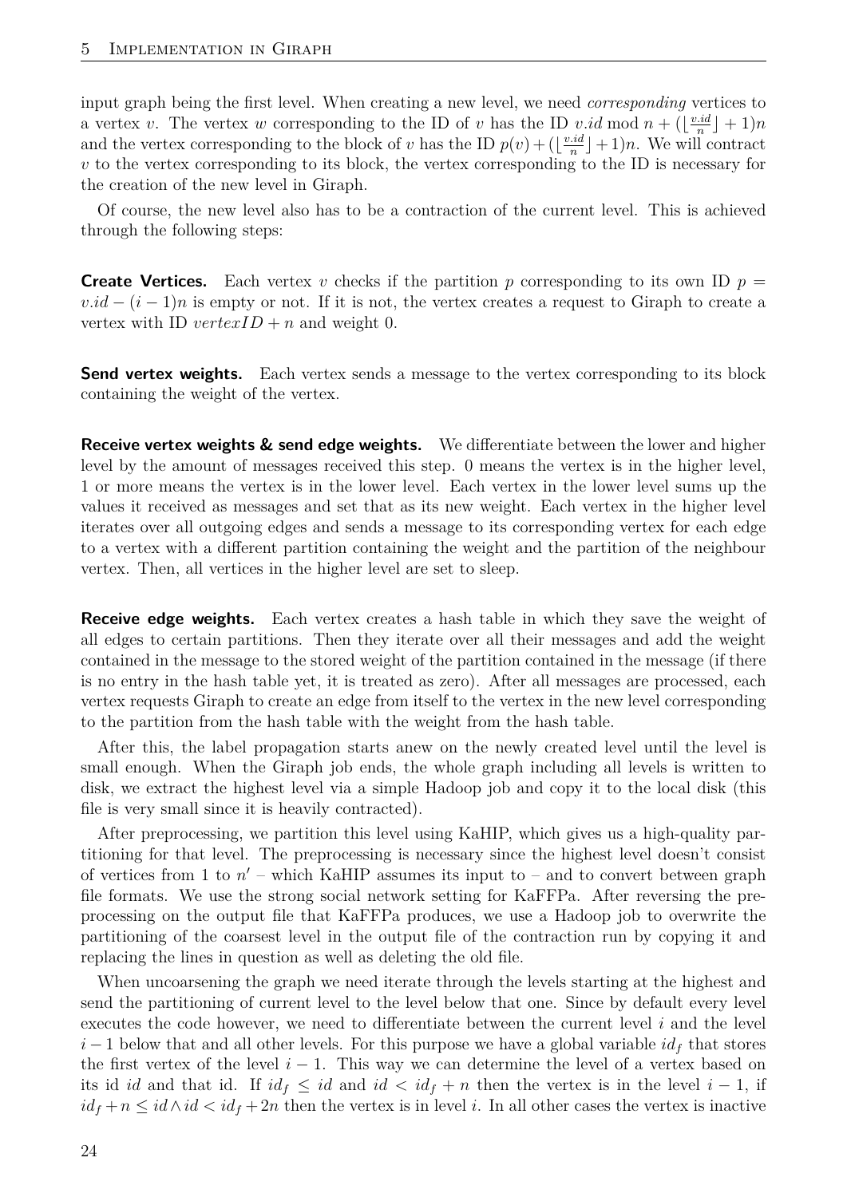input graph being the first level. When creating a new level, we need *corresponding* vertices to a vertex $v$. The vertex $w$ corresponding to the ID of $v$ has the ID $v.id \bmod n + (\lfloor \frac{v.id}{n} \rfloor + 1)n$ and the vertex corresponding to the block of $v$ has the ID $p(v) + (\lfloor \frac{v.id}{n} \rfloor + 1)n$. We will contract $v$ to the vertex corresponding to its block, the vertex corresponding to the ID is necessary for the creation of the new level in Giraph.

Of course, the new level also has to be a contraction of the current level. This is achieved through the following steps:

**Create Vertices.** Each vertex $v$ checks if the partition $p$ corresponding to its own ID $p = v.id - (i-1)n$ is empty or not. If it is not, the vertex creates a request to Giraph to create a vertex with ID $vertexID + n$ and weight 0.

**Send vertex weights.** Each vertex sends a message to the vertex corresponding to its block containing the weight of the vertex.

**Receive vertex weights & send edge weights.** We differentiate between the lower and higher level by the amount of messages received this step. 0 means the vertex is in the higher level, 1 or more means the vertex is in the lower level. Each vertex in the lower level sums up the values it received as messages and set that as its new weight. Each vertex in the higher level iterates over all outgoing edges and sends a message to its corresponding vertex for each edge to a vertex with a different partition containing the weight and the partition of the neighbour vertex. Then, all vertices in the higher level are set to sleep.

**Receive edge weights.** Each vertex creates a hash table in which they save the weight of all edges to certain partitions. Then they iterate over all their messages and add the weight contained in the message to the stored weight of the partition contained in the message (if there is no entry in the hash table yet, it is treated as zero). After all messages are processed, each vertex requests Giraph to create an edge from itself to the vertex in the new level corresponding to the partition from the hash table with the weight from the hash table.

After this, the label propagation starts anew on the newly created level until the level is small enough. When the Giraph job ends, the whole graph including all levels is written to disk, we extract the highest level via a simple Hadoop job and copy it to the local disk (this file is very small since it is heavily contracted).

After preprocessing, we partition this level using KaHIP, which gives us a high-quality partitioning for that level. The preprocessing is necessary since the highest level doesn't consist of vertices from 1 to $n'$ – which KaHIP assumes its input to – and to convert between graph file formats. We use the strong social network setting for KaFFPa. After reversing the preprocessing on the output file that KaFFPa produces, we use a Hadoop job to overwrite the partitioning of the coarsest level in the output file of the contraction run by copying it and replacing the lines in question as well as deleting the old file.

When uncoarsening the graph we need iterate through the levels starting at the highest and send the partitioning of current level to the level below that one. Since by default every level executes the code however, we need to differentiate between the current level $i$ and the level $i-1$ below that and all other levels. For this purpose we have a global variable $id_f$ that stores the first vertex of the level $i-1$. This way we can determine the level of a vertex based on its id $id$ and that id. If $id_f \leq id$ and $id < id_f + n$ then the vertex is in the level $i-1$, if $id_f + n \leq id \wedge id < id_f + 2n$ then the vertex is in level $i$. In all other cases the vertex is inactive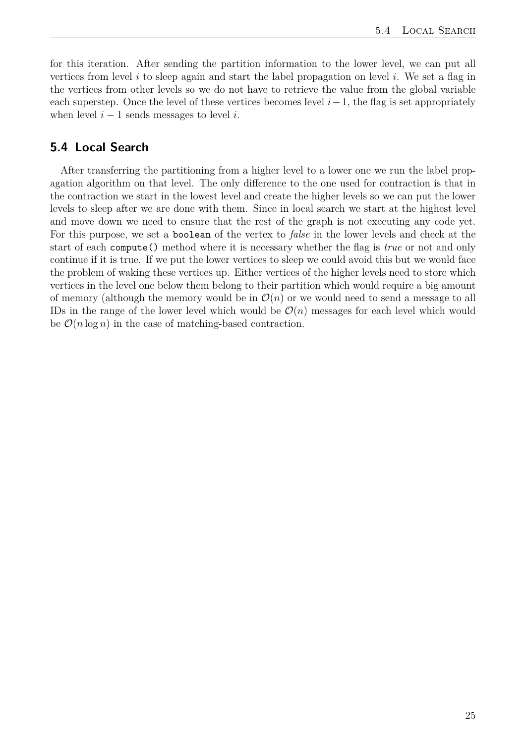for this iteration. After sending the partition information to the lower level, we can put all vertices from level $i$ to sleep again and start the label propagation on level $i$. We set a flag in the vertices from other levels so we do not have to retrieve the value from the global variable each superstep. Once the level of these vertices becomes level $i-1$, the flag is set appropriately when level $i-1$ sends messages to level $i$.

## 5.4 Local Search

After transferring the partitioning from a higher level to a lower one we run the label propagation algorithm on that level. The only difference to the one used for contraction is that in the contraction we start in the lowest level and create the higher levels so we can put the lower levels to sleep after we are done with them. Since in local search we start at the highest level and move down we need to ensure that the rest of the graph is not executing any code yet. For this purpose, we set a `boolean` of the vertex to *false* in the lower levels and check at the start of each `compute()` method where it is necessary whether the flag is *true* or not and only continue if it is true. If we put the lower vertices to sleep we could avoid this but we would face the problem of waking these vertices up. Either vertices of the higher levels need to store which vertices in the level one below them belong to their partition which would require a big amount of memory (although the memory would be in $\mathcal{O}(n)$ or we would need to send a message to all IDs in the range of the lower level which would be $\mathcal{O}(n)$ messages for each level which would be $\mathcal{O}(n \log n)$ in the case of matching-based contraction.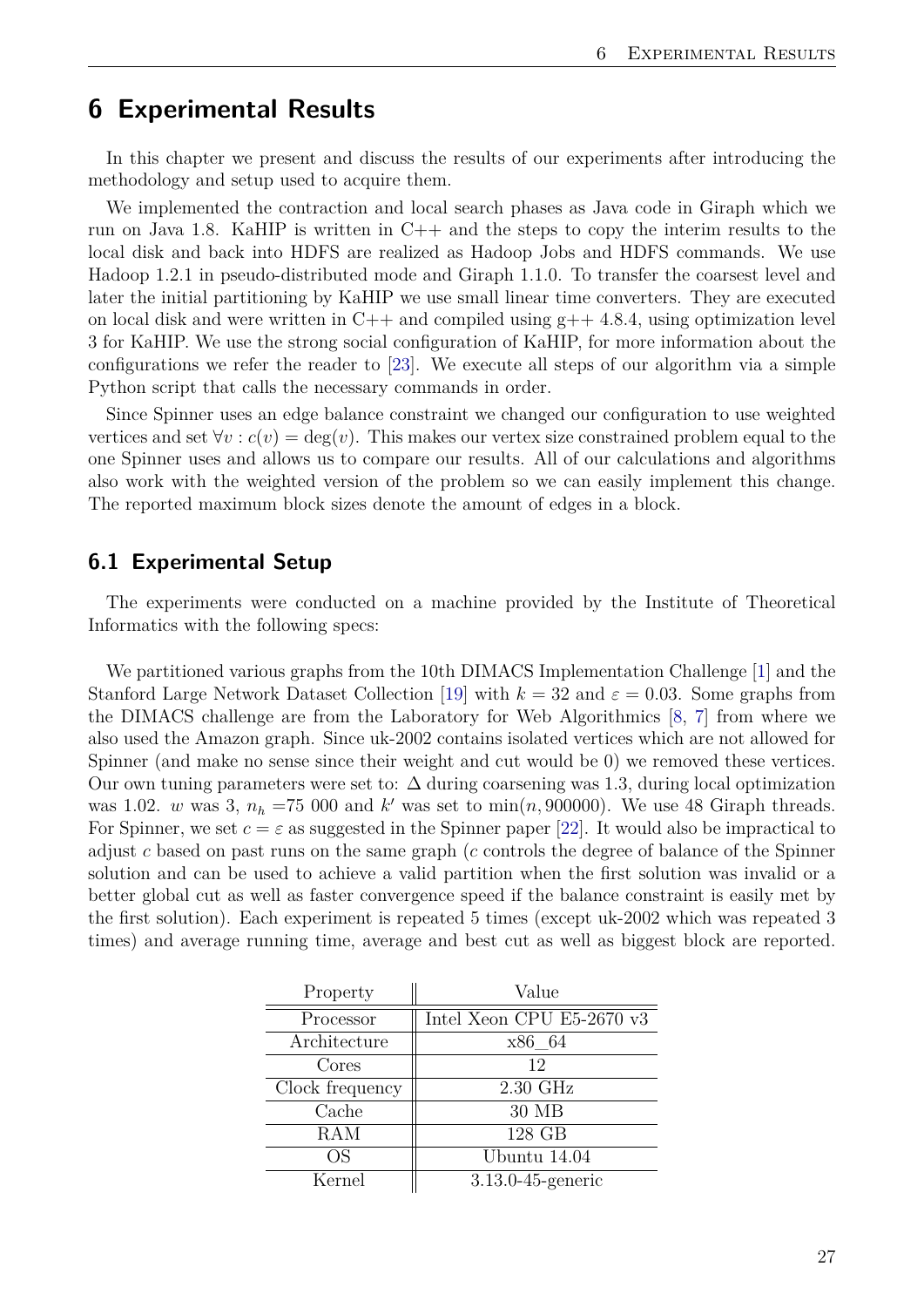# 6 Experimental Results

In this chapter we present and discuss the results of our experiments after introducing the methodology and setup used to acquire them.

We implemented the contraction and local search phases as Java code in Giraph which we run on Java 1.8. KaHIP is written in C++ and the steps to copy the interim results to the local disk and back into HDFS are realized as Hadoop Jobs and HDFS commands. We use Hadoop 1.2.1 in pseudo-distributed mode and Giraph 1.1.0. To transfer the coarsest level and later the initial partitioning by KaHIP we use small linear time converters. They are executed on local disk and were written in C++ and compiled using g++ 4.8.4, using optimization level 3 for KaHIP. We use the strong social configuration of KaHIP, for more information about the configurations we refer the reader to [23]. We execute all steps of our algorithm via a simple Python script that calls the necessary commands in order.

Since Spinner uses an edge balance constraint we changed our configuration to use weighted vertices and set $\forall v : c(v) = \deg(v)$. This makes our vertex size constrained problem equal to the one Spinner uses and allows us to compare our results. All of our calculations and algorithms also work with the weighted version of the problem so we can easily implement this change. The reported maximum block sizes denote the amount of edges in a block.

## 6.1 Experimental Setup

The experiments were conducted on a machine provided by the Institute of Theoretical Informatics with the following specs:

We partitioned various graphs from the 10th DIMACS Implementation Challenge [1] and the Stanford Large Network Dataset Collection [19] with $k = 32$ and $\varepsilon = 0.03$. Some graphs from the DIMACS challenge are from the Laboratory for Web Algorithmics [8, 7] from where we also used the Amazon graph. Since uk-2002 contains isolated vertices which are not allowed for Spinner (and make no sense since their weight and cut would be 0) we removed these vertices. Our own tuning parameters were set to: $\Delta$ during coarsening was 1.3, during local optimization was 1.02. $w$ was 3, $n_h$ =75 000 and $k'$ was set to $\min(n, 900000)$. We use 48 Giraph threads. For Spinner, we set $c = \varepsilon$ as suggested in the Spinner paper [22]. It would also be impractical to adjust $c$ based on past runs on the same graph ($c$ controls the degree of balance of the Spinner solution and can be used to achieve a valid partition when the first solution was invalid or a better global cut as well as faster convergence speed if the balance constraint is easily met by the first solution). Each experiment is repeated 5 times (except uk-2002 which was repeated 3 times) and average running time, average and best cut as well as biggest block are reported.

| Property | Value |
|---|---|
| Processor | Intel Xeon CPU E5-2670 v3 |
| Architecture | x86_64 |
| Cores | 12 |
| Clock frequency | 2.30 GHz |
| Cache | 30 MB |
| RAM | 128 GB |
| OS | Ubuntu 14.04 |
| Kernel | 3.13.0-45-generic |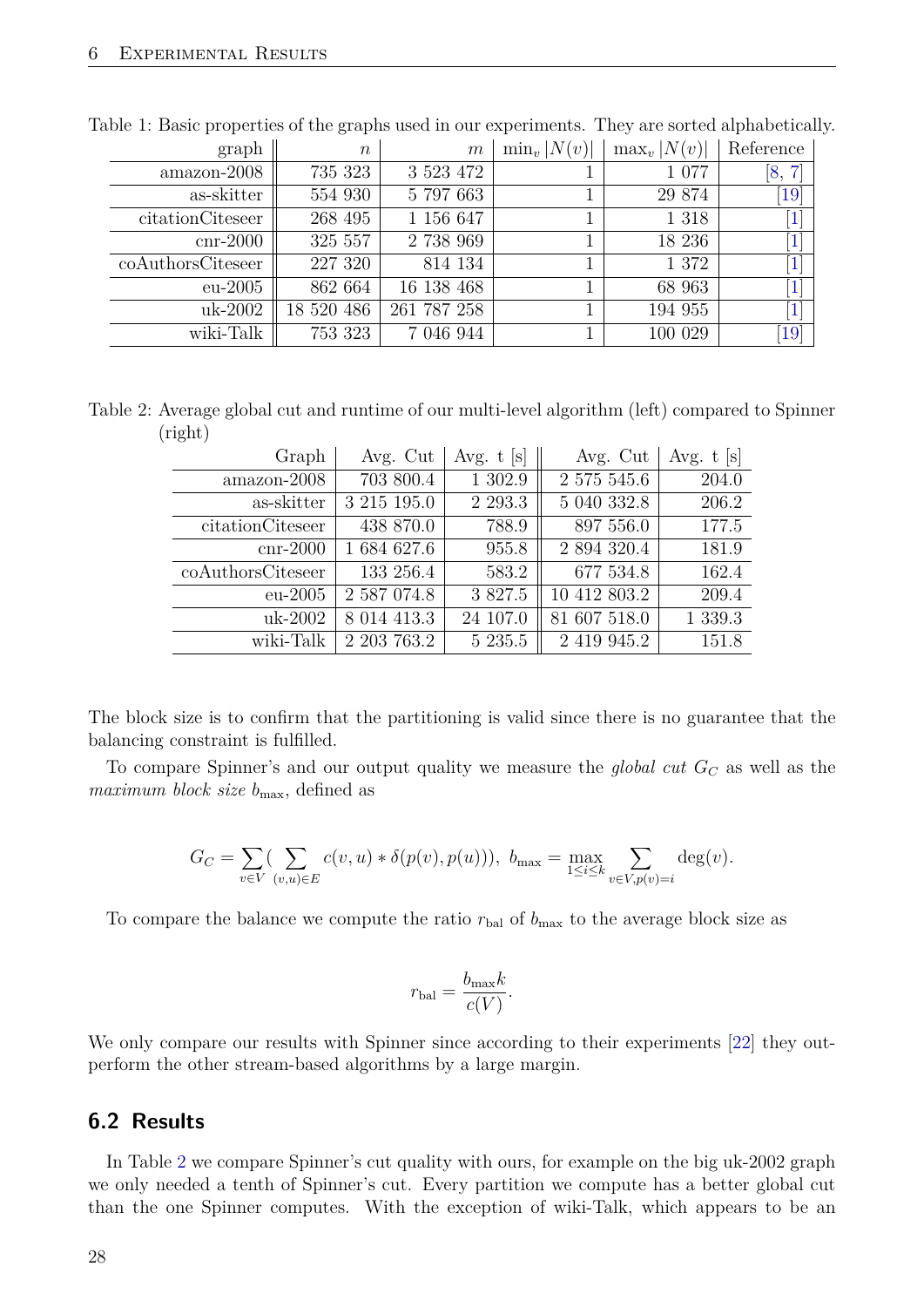Table 1: Basic properties of the graphs used in our experiments. They are sorted alphabetically.

| graph | $n$ | $m$ | $\min_v \lvert N(v)\rvert$ | $\max_v \lvert N(v)\rvert$ | Reference |
|---|---|---|---|---|---|
| amazon-2008 | 735 323 | 3 523 472 | 1 | 1 077 | [8, 7] |
| as-skitter | 554 930 | 5 797 663 | 1 | 29 874 | [19] |
| citationCiteseer | 268 495 | 1 156 647 | 1 | 1 318 | [1] |
| cnr-2000 | 325 557 | 2 738 969 | 1 | 18 236 | [1] |
| coAuthorsCiteseer | 227 320 | 814 134 | 1 | 1 372 | [1] |
| eu-2005 | 862 664 | 16 138 468 | 1 | 68 963 | [1] |
| uk-2002 | 18 520 486 | 261 787 258 | 1 | 194 955 | [1] |
| wiki-Talk | 753 323 | 7 046 944 | 1 | 100 029 | [19] |

Table 2: Average global cut and runtime of our multi-level algorithm (left) compared to Spinner (right)

| Graph | Avg. Cut | Avg. t [s] | Avg. Cut | Avg. t [s] |
|---|---|---|---|---|
| amazon-2008 | 703 800.4 | 1 302.9 | 2 575 545.6 | 204.0 |
| as-skitter | 3 215 195.0 | 2 293.3 | 5 040 332.8 | 206.2 |
| citationCiteseer | 438 870.0 | 788.9 | 897 556.0 | 177.5 |
| cnr-2000 | 1 684 627.6 | 955.8 | 2 894 320.4 | 181.9 |
| coAuthorsCiteseer | 133 256.4 | 583.2 | 677 534.8 | 162.4 |
| eu-2005 | 2 587 074.8 | 3 827.5 | 10 412 803.2 | 209.4 |
| uk-2002 | 8 014 413.3 | 24 107.0 | 81 607 518.0 | 1 339.3 |
| wiki-Talk | 2 203 763.2 | 5 235.5 | 2 419 945.2 | 151.8 |

The block size is to confirm that the partitioning is valid since there is no guarantee that the balancing constraint is fulfilled.

To compare Spinner's and our output quality we measure the *global cut* $G_C$ as well as the *maximum block size* $b_{\max}$, defined as

$$G_C = \sum_{v \in V} \Big( \sum_{(v,u) \in E} c(v,u) * \delta(p(v), p(u)) \Big), \; b_{\max} = \max_{1 \leq i \leq k} \sum_{v \in V, p(v)=i} \deg(v).$$

To compare the balance we compute the ratio $r_{\text{bal}}$ of $b_{\max}$ to the average block size as

$$r_{\text{bal}} = \frac{b_{\max} k}{c(V)}.$$

We only compare our results with Spinner since according to their experiments [22] they outperform the other stream-based algorithms by a large margin.

## 6.2 Results

In Table 2 we compare Spinner's cut quality with ours, for example on the big uk-2002 graph we only needed a tenth of Spinner's cut. Every partition we compute has a better global cut than the one Spinner computes. With the exception of wiki-Talk, which appears to be an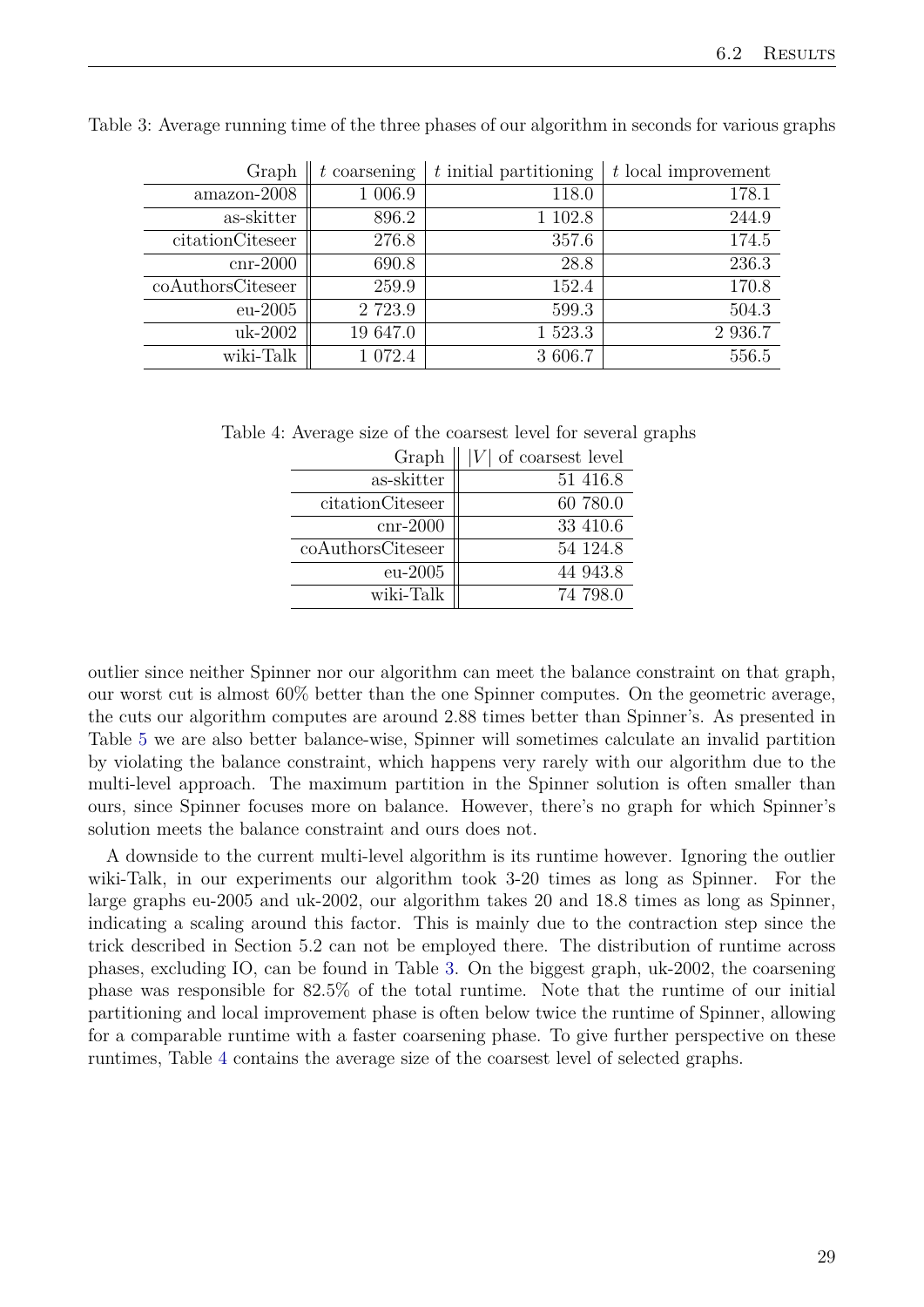Table 3: Average running time of the three phases of our algorithm in seconds for various graphs

| Graph | $t$ coarsening | $t$ initial partitioning | $t$ local improvement |
|---|---|---|---|
| amazon-2008 | 1 006.9 | 118.0 | 178.1 |
| as-skitter | 896.2 | 1 102.8 | 244.9 |
| citationCiteseer | 276.8 | 357.6 | 174.5 |
| cnr-2000 | 690.8 | 28.8 | 236.3 |
| coAuthorsCiteseer | 259.9 | 152.4 | 170.8 |
| eu-2005 | 2 723.9 | 599.3 | 504.3 |
| uk-2002 | 19 647.0 | 1 523.3 | 2 936.7 |
| wiki-Talk | 1 072.4 | 3 606.7 | 556.5 |

Table 4: Average size of the coarsest level for several graphs

| Graph | $\|V\|$ of coarsest level |
|---|---|
| as-skitter | 51 416.8 |
| citationCiteseer | 60 780.0 |
| cnr-2000 | 33 410.6 |
| coAuthorsCiteseer | 54 124.8 |
| eu-2005 | 44 943.8 |
| wiki-Talk | 74 798.0 |

outlier since neither Spinner nor our algorithm can meet the balance constraint on that graph, our worst cut is almost 60% better than the one Spinner computes. On the geometric average, the cuts our algorithm computes are around 2.88 times better than Spinner's. As presented in Table 5 we are also better balance-wise, Spinner will sometimes calculate an invalid partition by violating the balance constraint, which happens very rarely with our algorithm due to the multi-level approach. The maximum partition in the Spinner solution is often smaller than ours, since Spinner focuses more on balance. However, there's no graph for which Spinner's solution meets the balance constraint and ours does not.

A downside to the current multi-level algorithm is its runtime however. Ignoring the outlier wiki-Talk, in our experiments our algorithm took 3-20 times as long as Spinner. For the large graphs eu-2005 and uk-2002, our algorithm takes 20 and 18.8 times as long as Spinner, indicating a scaling around this factor. This is mainly due to the contraction step since the trick described in Section 5.2 can not be employed there. The distribution of runtime across phases, excluding IO, can be found in Table 3. On the biggest graph, uk-2002, the coarsening phase was responsible for 82.5% of the total runtime. Note that the runtime of our initial partitioning and local improvement phase is often below twice the runtime of Spinner, allowing for a comparable runtime with a faster coarsening phase. To give further perspective on these runtimes, Table 4 contains the average size of the coarsest level of selected graphs.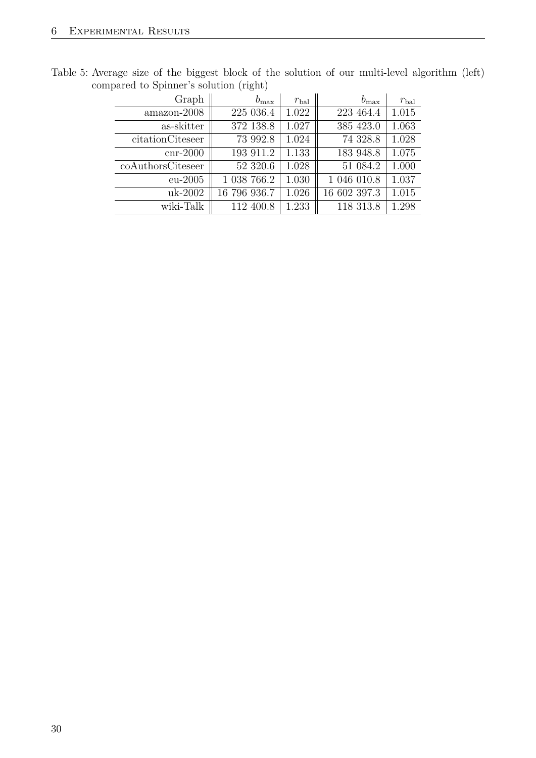Table 5: Average size of the biggest block of the solution of our multi-level algorithm (left) compared to Spinner's solution (right)

| Graph | $b_{\max}$ | $r_{\text{bal}}$ | $b_{\max}$ | $r_{\text{bal}}$ |
|---:|---:|---:|---:|---:|
| amazon-2008 | 225 036.4 | 1.022 | 223 464.4 | 1.015 |
| as-skitter | 372 138.8 | 1.027 | 385 423.0 | 1.063 |
| citationCiteseer | 73 992.8 | 1.024 | 74 328.8 | 1.028 |
| cnr-2000 | 193 911.2 | 1.133 | 183 948.8 | 1.075 |
| coAuthorsCiteseer | 52 320.6 | 1.028 | 51 084.2 | 1.000 |
| eu-2005 | 1 038 766.2 | 1.030 | 1 046 010.8 | 1.037 |
| uk-2002 | 16 796 936.7 | 1.026 | 16 602 397.3 | 1.015 |
| wiki-Talk | 112 400.8 | 1.233 | 118 313.8 | 1.298 |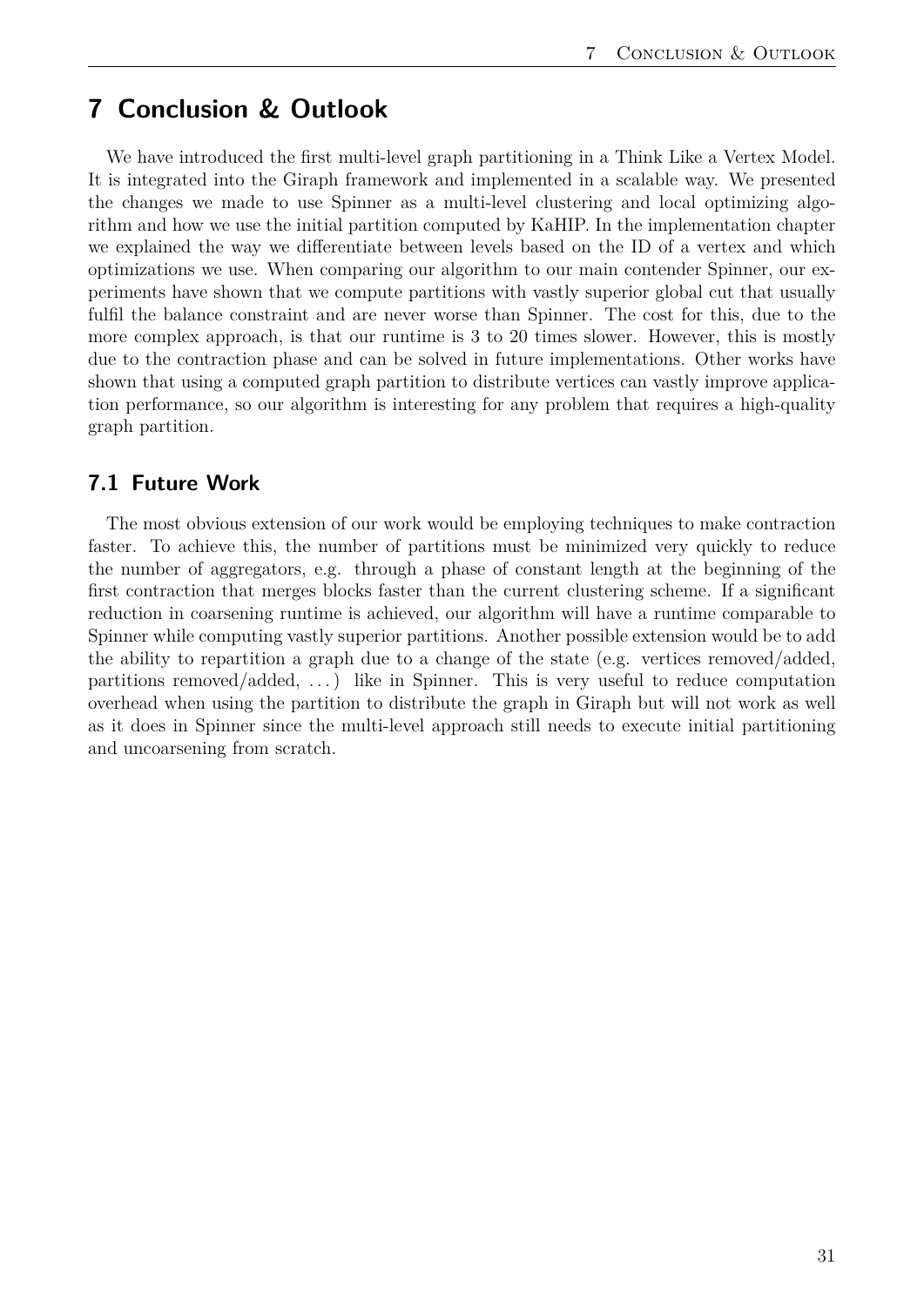# 7 Conclusion & Outlook

We have introduced the first multi-level graph partitioning in a Think Like a Vertex Model. It is integrated into the Giraph framework and implemented in a scalable way. We presented the changes we made to use Spinner as a multi-level clustering and local optimizing algorithm and how we use the initial partition computed by KaHIP. In the implementation chapter we explained the way we differentiate between levels based on the ID of a vertex and which optimizations we use. When comparing our algorithm to our main contender Spinner, our experiments have shown that we compute partitions with vastly superior global cut that usually fulfil the balance constraint and are never worse than Spinner. The cost for this, due to the more complex approach, is that our runtime is 3 to 20 times slower. However, this is mostly due to the contraction phase and can be solved in future implementations. Other works have shown that using a computed graph partition to distribute vertices can vastly improve application performance, so our algorithm is interesting for any problem that requires a high-quality graph partition.

## 7.1 Future Work

The most obvious extension of our work would be employing techniques to make contraction faster. To achieve this, the number of partitions must be minimized very quickly to reduce the number of aggregators, e.g. through a phase of constant length at the beginning of the first contraction that merges blocks faster than the current clustering scheme. If a significant reduction in coarsening runtime is achieved, our algorithm will have a runtime comparable to Spinner while computing vastly superior partitions. Another possible extension would be to add the ability to repartition a graph due to a change of the state (e.g. vertices removed/added, partitions removed/added, ...) like in Spinner. This is very useful to reduce computation overhead when using the partition to distribute the graph in Giraph but will not work as well as it does in Spinner since the multi-level approach still needs to execute initial partitioning and uncoarsening from scratch.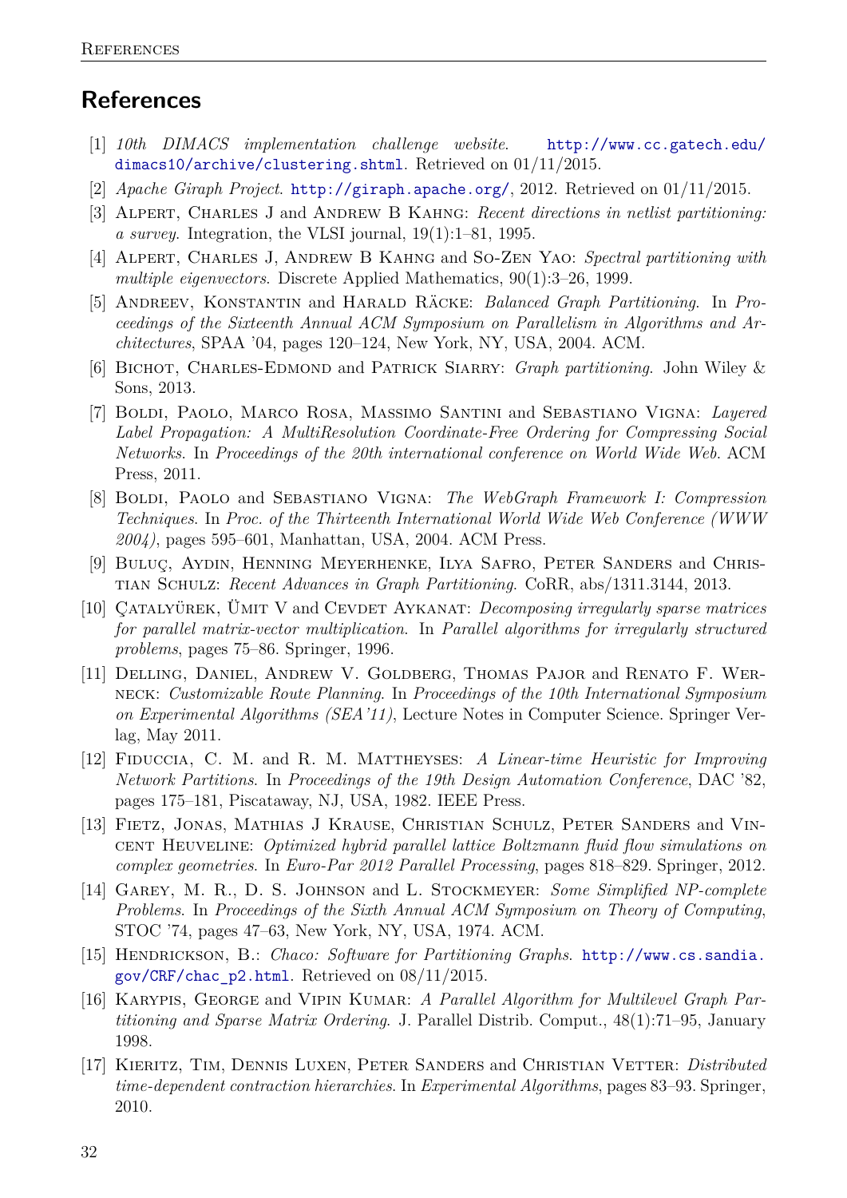## References

[1] *10th DIMACS implementation challenge website*. http://www.cc.gatech.edu/dimacs10/archive/clustering.shtml. Retrieved on 01/11/2015.

[2] *Apache Giraph Project*. http://giraph.apache.org/, 2012. Retrieved on 01/11/2015.

[3] Alpert, Charles J and Andrew B Kahng: *Recent directions in netlist partitioning: a survey*. Integration, the VLSI journal, 19(1):1–81, 1995.

[4] Alpert, Charles J, Andrew B Kahng and So-Zen Yao: *Spectral partitioning with multiple eigenvectors*. Discrete Applied Mathematics, 90(1):3–26, 1999.

[5] Andreev, Konstantin and Harald Räcke: *Balanced Graph Partitioning*. In *Proceedings of the Sixteenth Annual ACM Symposium on Parallelism in Algorithms and Architectures*, SPAA '04, pages 120–124, New York, NY, USA, 2004. ACM.

[6] Bichot, Charles-Edmond and Patrick Siarry: *Graph partitioning*. John Wiley & Sons, 2013.

[7] Boldi, Paolo, Marco Rosa, Massimo Santini and Sebastiano Vigna: *Layered Label Propagation: A MultiResolution Coordinate-Free Ordering for Compressing Social Networks*. In *Proceedings of the 20th international conference on World Wide Web*. ACM Press, 2011.

[8] Boldi, Paolo and Sebastiano Vigna: *The WebGraph Framework I: Compression Techniques*. In *Proc. of the Thirteenth International World Wide Web Conference (WWW 2004)*, pages 595–601, Manhattan, USA, 2004. ACM Press.

[9] Buluç, Aydin, Henning Meyerhenke, Ilya Safro, Peter Sanders and Christian Schulz: *Recent Advances in Graph Partitioning*. CoRR, abs/1311.3144, 2013.

[10] Çatalyürek, Ümit V and Cevdet Aykanat: *Decomposing irregularly sparse matrices for parallel matrix-vector multiplication*. In *Parallel algorithms for irregularly structured problems*, pages 75–86. Springer, 1996.

[11] Delling, Daniel, Andrew V. Goldberg, Thomas Pajor and Renato F. Werneck: *Customizable Route Planning*. In *Proceedings of the 10th International Symposium on Experimental Algorithms (SEA'11)*, Lecture Notes in Computer Science. Springer Verlag, May 2011.

[12] Fiduccia, C. M. and R. M. Mattheyses: *A Linear-time Heuristic for Improving Network Partitions*. In *Proceedings of the 19th Design Automation Conference*, DAC '82, pages 175–181, Piscataway, NJ, USA, 1982. IEEE Press.

[13] Fietz, Jonas, Mathias J Krause, Christian Schulz, Peter Sanders and Vincent Heuveline: *Optimized hybrid parallel lattice Boltzmann fluid flow simulations on complex geometries*. In *Euro-Par 2012 Parallel Processing*, pages 818–829. Springer, 2012.

[14] Garey, M. R., D. S. Johnson and L. Stockmeyer: *Some Simplified NP-complete Problems*. In *Proceedings of the Sixth Annual ACM Symposium on Theory of Computing*, STOC '74, pages 47–63, New York, NY, USA, 1974. ACM.

[15] Hendrickson, B.: *Chaco: Software for Partitioning Graphs*. http://www.cs.sandia.gov/CRF/chac_p2.html. Retrieved on 08/11/2015.

[16] Karypis, George and Vipin Kumar: *A Parallel Algorithm for Multilevel Graph Partitioning and Sparse Matrix Ordering*. J. Parallel Distrib. Comput., 48(1):71–95, January 1998.

[17] Kieritz, Tim, Dennis Luxen, Peter Sanders and Christian Vetter: *Distributed time-dependent contraction hierarchies*. In *Experimental Algorithms*, pages 83–93. Springer, 2010.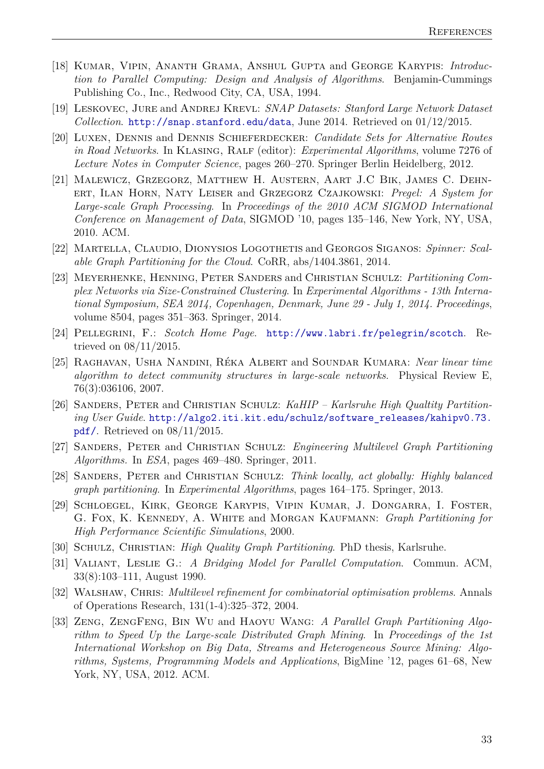[18] Kumar, Vipin, Ananth Grama, Anshul Gupta and George Karypis: *Introduction to Parallel Computing: Design and Analysis of Algorithms*. Benjamin-Cummings Publishing Co., Inc., Redwood City, CA, USA, 1994.

[19] Leskovec, Jure and Andrej Krevl: *SNAP Datasets: Stanford Large Network Dataset Collection*. http://snap.stanford.edu/data, June 2014. Retrieved on 01/12/2015.

[20] Luxen, Dennis and Dennis Schieferdecker: *Candidate Sets for Alternative Routes in Road Networks*. In Klasing, Ralf (editor): *Experimental Algorithms*, volume 7276 of *Lecture Notes in Computer Science*, pages 260–270. Springer Berlin Heidelberg, 2012.

[21] Malewicz, Grzegorz, Matthew H. Austern, Aart J.C Bik, James C. Dehnert, Ilan Horn, Naty Leiser and Grzegorz Czajkowski: *Pregel: A System for Large-scale Graph Processing*. In *Proceedings of the 2010 ACM SIGMOD International Conference on Management of Data*, SIGMOD '10, pages 135–146, New York, NY, USA, 2010. ACM.

[22] Martella, Claudio, Dionysios Logothetis and Georgos Siganos: *Spinner: Scalable Graph Partitioning for the Cloud*. CoRR, abs/1404.3861, 2014.

[23] Meyerhenke, Henning, Peter Sanders and Christian Schulz: *Partitioning Complex Networks via Size-Constrained Clustering*. In *Experimental Algorithms - 13th International Symposium, SEA 2014, Copenhagen, Denmark, June 29 - July 1, 2014. Proceedings*, volume 8504, pages 351–363. Springer, 2014.

[24] Pellegrini, F.: *Scotch Home Page*. http://www.labri.fr/pelegrin/scotch. Retrieved on 08/11/2015.

[25] Raghavan, Usha Nandini, Réka Albert and Soundar Kumara: *Near linear time algorithm to detect community structures in large-scale networks*. Physical Review E, 76(3):036106, 2007.

[26] Sanders, Peter and Christian Schulz: *KaHIP – Karlsruhe High Qualtity Partitioning User Guide*. http://algo2.iti.kit.edu/schulz/software_releases/kahipv0.73.pdf/. Retrieved on 08/11/2015.

[27] Sanders, Peter and Christian Schulz: *Engineering Multilevel Graph Partitioning Algorithms*. In *ESA*, pages 469–480. Springer, 2011.

[28] Sanders, Peter and Christian Schulz: *Think locally, act globally: Highly balanced graph partitioning*. In *Experimental Algorithms*, pages 164–175. Springer, 2013.

[29] Schloegel, Kirk, George Karypis, Vipin Kumar, J. Dongarra, I. Foster, G. Fox, K. Kennedy, A. White and Morgan Kaufmann: *Graph Partitioning for High Performance Scientific Simulations*, 2000.

[30] Schulz, Christian: *High Quality Graph Partitioning*. PhD thesis, Karlsruhe.

[31] Valiant, Leslie G.: *A Bridging Model for Parallel Computation*. Commun. ACM, 33(8):103–111, August 1990.

[32] Walshaw, Chris: *Multilevel refinement for combinatorial optimisation problems*. Annals of Operations Research, 131(1-4):325–372, 2004.

[33] Zeng, ZengFeng, Bin Wu and Haoyu Wang: *A Parallel Graph Partitioning Algorithm to Speed Up the Large-scale Distributed Graph Mining*. In *Proceedings of the 1st International Workshop on Big Data, Streams and Heterogeneous Source Mining: Algorithms, Systems, Programming Models and Applications*, BigMine '12, pages 61–68, New York, NY, USA, 2012. ACM.